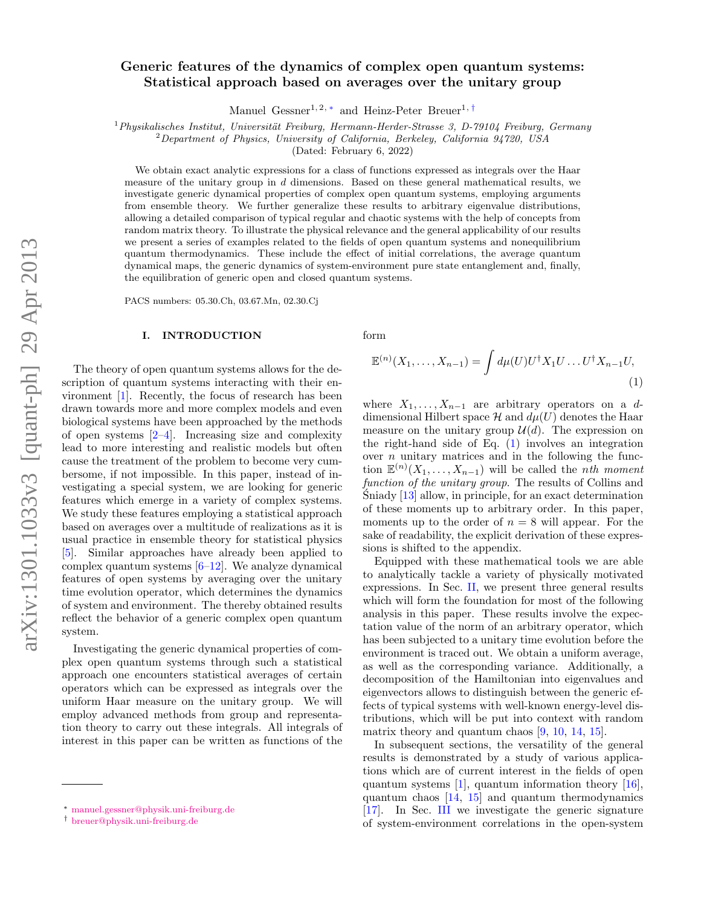# Generic features of the dynamics of complex open quantum systems: Statistical approach based on averages over the unitary group

Manuel Gessner[1, 2, *] and Heinz-Peter Breuer[1, †]

[1] *Physikalisches Institut, Universität Freiburg, Hermann-Herder-Strasse 3, D-79104 Freiburg, Germany*
[2] *Department of Physics, University of California, Berkeley, California 94720, USA*
(Dated: February 6, 2022)

We obtain exact analytic expressions for a class of functions expressed as integrals over the Haar measure of the unitary group in $d$ dimensions. Based on these general mathematical results, we investigate generic dynamical properties of complex open quantum systems, employing arguments from ensemble theory. We further generalize these results to arbitrary eigenvalue distributions, allowing a detailed comparison of typical regular and chaotic systems with the help of concepts from random matrix theory. To illustrate the physical relevance and the general applicability of our results we present a series of examples related to the fields of open quantum systems and nonequilibrium quantum thermodynamics. These include the effect of initial correlations, the average quantum dynamical maps, the generic dynamics of system-environment pure state entanglement and, finally, the equilibration of generic open and closed quantum systems.

PACS numbers: 05.30.Ch, 03.67.Mn, 02.30.Cj

## I. INTRODUCTION

The theory of open quantum systems allows for the description of quantum systems interacting with their environment [1]. Recently, the focus of research has been drawn towards more and more complex models and even biological systems have been approached by the methods of open systems [2–4]. Increasing size and complexity lead to more interesting and realistic models but often cause the treatment of the problem to become very cumbersome, if not impossible. In this paper, instead of investigating a special system, we are looking for generic features which emerge in a variety of complex systems. We study these features employing a statistical approach based on averages over a multitude of realizations as it is usual practice in ensemble theory for statistical physics [5]. Similar approaches have already been applied to complex quantum systems [6–12]. We analyze dynamical features of open systems by averaging over the unitary time evolution operator, which determines the dynamics of system and environment. The thereby obtained results reflect the behavior of a generic complex open quantum system.

Investigating the generic dynamical properties of complex open quantum systems through such a statistical approach one encounters statistical averages of certain operators which can be expressed as integrals over the uniform Haar measure on the unitary group. We will employ advanced methods from group and representation theory to carry out these integrals. All integrals of interest in this paper can be written as functions of the form

$$\mathbb{E}^{(n)}(X_1,\ldots,X_{n-1}) = \int d\mu(U) U^\dagger X_1 U \ldots U^\dagger X_{n-1} U, \tag{1}$$

where $X_1,\ldots,X_{n-1}$ are arbitrary operators on a $d$-dimensional Hilbert space $\mathcal{H}$ and $d\mu(U)$ denotes the Haar measure on the unitary group $\mathcal{U}(d)$. The expression on the right-hand side of Eq. (1) involves an integration over $n$ unitary matrices and in the following the function $\mathbb{E}^{(n)}(X_1,\ldots,X_{n-1})$ will be called the *nth moment function of the unitary group*. The results of Collins and Śniady [13] allow, in principle, for an exact determination of these moments up to arbitrary order. In this paper, moments up to the order of $n = 8$ will appear. For the sake of readability, the explicit derivation of these expressions is shifted to the appendix.

Equipped with these mathematical tools we are able to analytically tackle a variety of physically motivated expressions. In Sec. II, we present three general results which will form the foundation for most of the following analysis in this paper. These results involve the expectation value of the norm of an arbitrary operator, which has been subjected to a unitary time evolution before the environment is traced out. We obtain a uniform average, as well as the corresponding variance. Additionally, a decomposition of the Hamiltonian into eigenvalues and eigenvectors allows to distinguish between the generic effects of typical systems with well-known energy-level distributions, which will be put into context with random matrix theory and quantum chaos [9, 10, 14, 15].

In subsequent sections, the versatility of the general results is demonstrated by a study of various applications which are of current interest in the fields of open quantum systems [1], quantum information theory [16], quantum chaos [14, 15] and quantum thermodynamics [17]. In Sec. III we investigate the generic signature of system-environment correlations in the open-system

---

* manuel.gessner@physik.uni-freiburg.de
† breuer@physik.uni-freiburg.de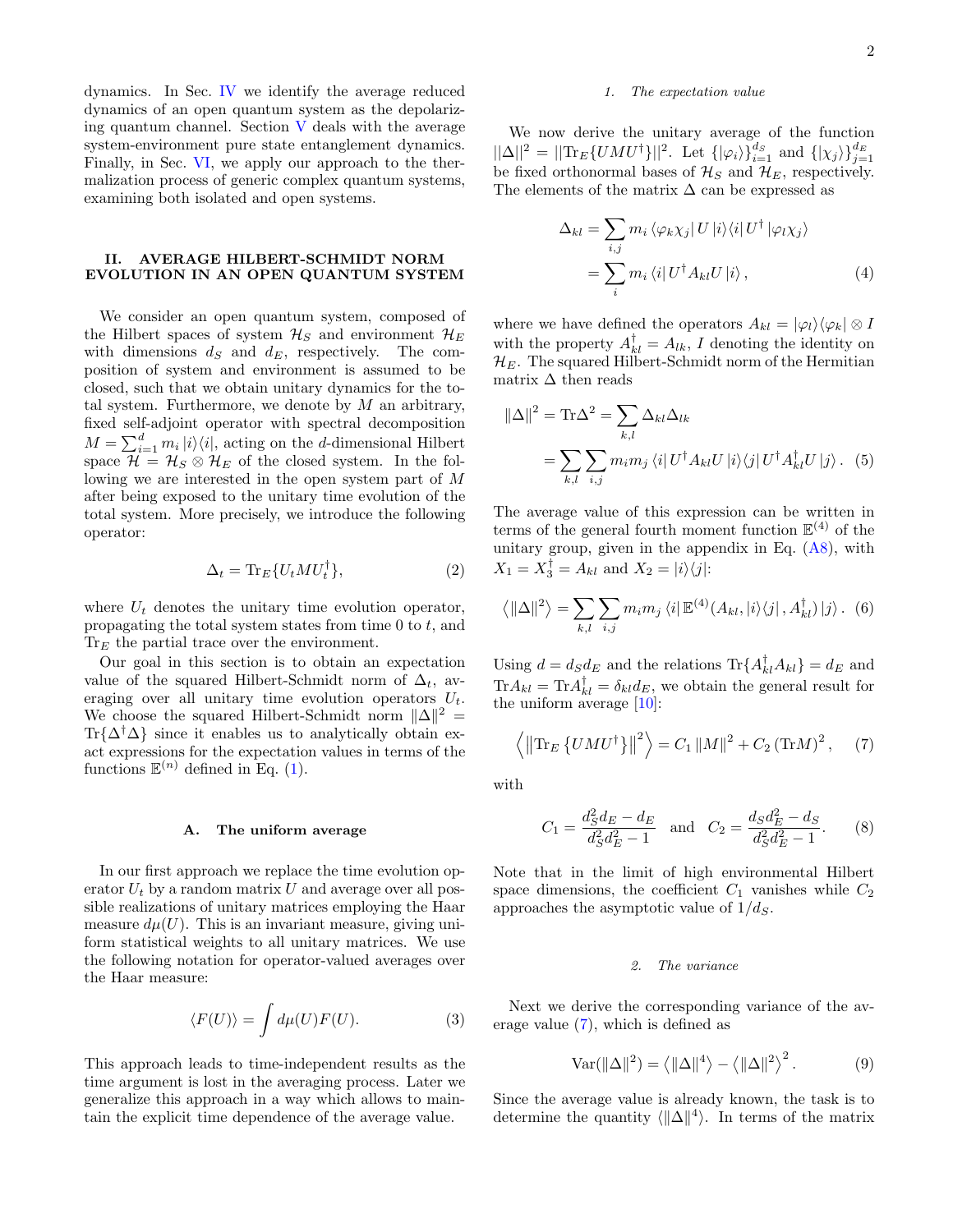dynamics. In Sec. IV we identify the average reduced dynamics of an open quantum system as the depolarizing quantum channel. Section V deals with the average system-environment pure state entanglement dynamics. Finally, in Sec. VI, we apply our approach to the thermalization process of generic complex quantum systems, examining both isolated and open systems.

## II. AVERAGE HILBERT-SCHMIDT NORM EVOLUTION IN AN OPEN QUANTUM SYSTEM

We consider an open quantum system, composed of the Hilbert spaces of system $\mathcal{H}_S$ and environment $\mathcal{H}_E$ with dimensions $d_S$ and $d_E$, respectively. The composition of system and environment is assumed to be closed, such that we obtain unitary dynamics for the total system. Furthermore, we denote by $M$ an arbitrary, fixed self-adjoint operator with spectral decomposition $M = \sum_{i=1}^{d} m_i \left|i\right\rangle\!\left\langle i\right|$, acting on the $d$-dimensional Hilbert space $\mathcal{H} = \mathcal{H}_S \otimes \mathcal{H}_E$ of the closed system. In the following we are interested in the open system part of $M$ after being exposed to the unitary time evolution of the total system. More precisely, we introduce the following operator:

$$\Delta_t = \mathrm{Tr}_E\{U_t M U_t^\dagger\}, \tag{2}$$

where $U_t$ denotes the unitary time evolution operator, propagating the total system states from time 0 to $t$, and $\mathrm{Tr}_E$ the partial trace over the environment.

Our goal in this section is to obtain an expectation value of the squared Hilbert-Schmidt norm of $\Delta_t$, averaging over all unitary time evolution operators $U_t$. We choose the squared Hilbert-Schmidt norm $\|\Delta\|^2 = \mathrm{Tr}\{\Delta^\dagger \Delta\}$ since it enables us to analytically obtain exact expressions for the expectation values in terms of the functions $\mathbb{E}^{(n)}$ defined in Eq. (1).

### A. The uniform average

In our first approach we replace the time evolution operator $U_t$ by a random matrix $U$ and average over all possible realizations of unitary matrices employing the Haar measure $d\mu(U)$. This is an invariant measure, giving uniform statistical weights to all unitary matrices. We use the following notation for operator-valued averages over the Haar measure:

$$\langle F(U)\rangle = \int d\mu(U) F(U). \tag{3}$$

This approach leads to time-independent results as the time argument is lost in the averaging process. Later we generalize this approach in a way which allows to maintain the explicit time dependence of the average value.

#### 1. The expectation value

We now derive the unitary average of the function $||\Delta||^2 = ||\mathrm{Tr}_E\{UMU^\dagger\}||^2$. Let $\{|\varphi_i\rangle\}_{i=1}^{d_S}$ and $\{|\chi_j\rangle\}_{j=1}^{d_E}$ be fixed orthonormal bases of $\mathcal{H}_S$ and $\mathcal{H}_E$, respectively. The elements of the matrix $\Delta$ can be expressed as

$$\begin{aligned}\Delta_{kl} &= \sum_{i,j} m_i \left\langle \varphi_k \chi_j\right| U \left|i\right\rangle\!\left\langle i\right| U^\dagger \left|\varphi_l \chi_j\right\rangle \\ &= \sum_i m_i \left\langle i\right| U^\dagger A_{kl} U \left|i\right\rangle,\end{aligned} \tag{4}$$

where we have defined the operators $A_{kl} = |\varphi_l\rangle\langle\varphi_k| \otimes I$ with the property $A_{kl}^\dagger = A_{lk}$, $I$ denoting the identity on $\mathcal{H}_E$. The squared Hilbert-Schmidt norm of the Hermitian matrix $\Delta$ then reads

$$\begin{aligned}\|\Delta\|^2 &= \mathrm{Tr}\Delta^2 = \sum_{k,l} \Delta_{kl}\Delta_{lk} \\ &= \sum_{k,l}\sum_{i,j} m_i m_j \left\langle i\right| U^\dagger A_{kl} U \left|i\right\rangle\!\left\langle j\right| U^\dagger A_{kl}^\dagger U \left|j\right\rangle.\end{aligned} \tag{5}$$

The average value of this expression can be written in terms of the general fourth moment function $\mathbb{E}^{(4)}$ of the unitary group, given in the appendix in Eq. (A8), with $X_1 = X_3^\dagger = A_{kl}$ and $X_2 = |i\rangle\langle j|$:

$$\left\langle \|\Delta\|^2\right\rangle = \sum_{k,l}\sum_{i,j} m_i m_j \left\langle i\right| \mathbb{E}^{(4)}(A_{kl}, \left|i\right\rangle\!\left\langle j\right|, A_{kl}^\dagger) \left|j\right\rangle. \tag{6}$$

Using $d = d_S d_E$ and the relations $\mathrm{Tr}\{A_{kl}^\dagger A_{kl}\} = d_E$ and $\mathrm{Tr}A_{kl} = \mathrm{Tr}A_{kl}^\dagger = \delta_{kl} d_E$, we obtain the general result for the uniform average [10]:

$$\left\langle \left\|\mathrm{Tr}_E\left\{UMU^\dagger\right\}\right\|^2\right\rangle = C_1 \|M\|^2 + C_2 \left(\mathrm{Tr}M\right)^2, \tag{7}$$

with

$$C_1 = \frac{d_S^2 d_E - d_E}{d_S^2 d_E^2 - 1} \quad \text{and} \quad C_2 = \frac{d_S d_E^2 - d_S}{d_S^2 d_E^2 - 1}. \tag{8}$$

Note that in the limit of high environmental Hilbert space dimensions, the coefficient $C_1$ vanishes while $C_2$ approaches the asymptotic value of $1/d_S$.

#### 2. The variance

Next we derive the corresponding variance of the average value (7), which is defined as

$$\mathrm{Var}(\|\Delta\|^2) = \left\langle \|\Delta\|^4\right\rangle - \left\langle \|\Delta\|^2\right\rangle^2. \tag{9}$$

Since the average value is already known, the task is to determine the quantity $\langle\|\Delta\|^4\rangle$. In terms of the matrix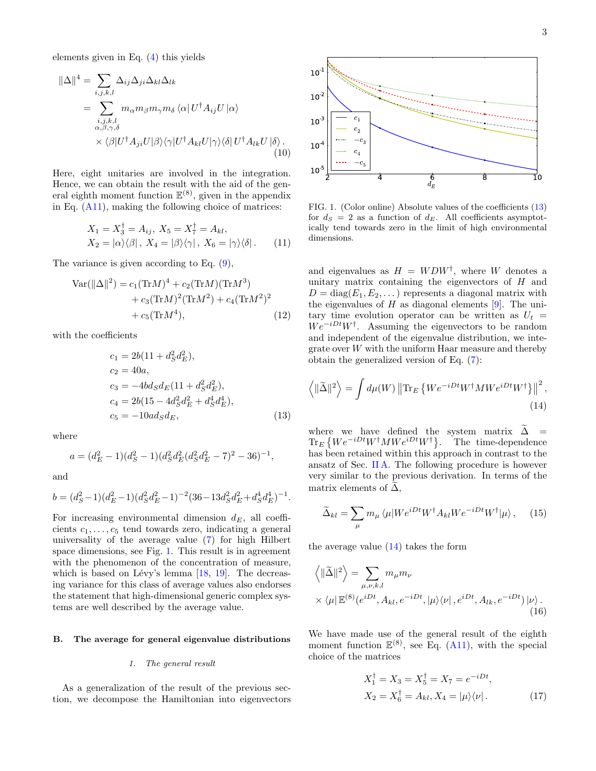elements given in Eq. (4) this yields

$$
\begin{aligned}
\|\Delta\|^4 &= \sum_{i,j,k,l} \Delta_{ij}\Delta_{ji}\Delta_{kl}\Delta_{lk} \\
&= \sum_{\substack{i,j,k,l\\ \alpha,\beta,\gamma,\delta}} m_\alpha m_\beta m_\gamma m_\delta \,\langle\alpha| U^\dagger A_{ij} U \,|\alpha\rangle \\
&\quad\times \langle\beta|U^\dagger A_{ji} U|\beta\rangle\langle\gamma|U^\dagger A_{kl} U|\gamma\rangle\langle\delta|\, U^\dagger A_{lk} U\,|\delta\rangle\,.
\end{aligned}
\tag{10}
$$

Here, eight unitaries are involved in the integration. Hence, we can obtain the result with the aid of the general eighth moment function $\mathbb{E}^{(8)}$, given in the appendix in Eq. (A11), making the following choice of matrices:

$$
\begin{aligned}
&X_1 = X_3^\dagger = A_{ij},\; X_5 = X_7^\dagger = A_{kl},\\
&X_2 = |\alpha\rangle\langle\beta|\,,\; X_4 = |\beta\rangle\langle\gamma|\,,\; X_6 = |\gamma\rangle\langle\delta|\,.
\end{aligned}
\tag{11}
$$

The variance is given according to Eq. (9),

$$
\begin{aligned}
\mathrm{Var}(\|\Delta\|^2) = {}& c_1(\mathrm{Tr}M)^4 + c_2(\mathrm{Tr}M)(\mathrm{Tr}M^3)\\
&+ c_3(\mathrm{Tr}M)^2(\mathrm{Tr}M^2) + c_4(\mathrm{Tr}M^2)^2\\
&+ c_5(\mathrm{Tr}M^4),
\end{aligned}
\tag{12}
$$

with the coefficients

$$
\begin{aligned}
c_1 &= 2b(11 + d_S^2 d_E^2),\\
c_2 &= 40a,\\
c_3 &= -4bd_S d_E(11 + d_S^2 d_E^2),\\
c_4 &= 2b(15 - 4d_S^2 d_E^2 + d_S^4 d_E^4),\\
c_5 &= -10ad_S d_E,
\end{aligned}
\tag{13}
$$

where

$$
a = (d_E^2 - 1)(d_S^2 - 1)(d_S^2 d_E^2 (d_S^2 d_E^2 - 7)^2 - 36)^{-1},
$$

and

$$
b = (d_S^2 - 1)(d_E^2 - 1)(d_S^2 d_E^2 - 1)^{-2}(36 - 13d_S^2 d_E^2 + d_S^4 d_E^4)^{-1}.
$$

For increasing environmental dimension $d_E$, all coefficients $c_1, \ldots, c_5$ tend towards zero, indicating a general universality of the average value (7) for high Hilbert space dimensions, see Fig. 1. This result is in agreement with the phenomenon of the concentration of measure, which is based on Lévy's lemma [18, 19]. The decreasing variance for this class of average values also endorses the statement that high-dimensional generic complex systems are well described by the average value.

FIG. 1. (Color online) Absolute values of the coefficients (13) for $d_S = 2$ as a function of $d_E$. All coefficients asymptotically tend towards zero in the limit of high environmental dimensions.

### B. The average for general eigenvalue distributions

#### 1. The general result

As a generalization of the result of the previous section, we decompose the Hamiltonian into eigenvectors and eigenvalues as $H = WDW^\dagger$, where $W$ denotes a unitary matrix containing the eigenvectors of $H$ and $D = \mathrm{diag}(E_1, E_2, \ldots)$ represents a diagonal matrix with the eigenvalues of $H$ as diagonal elements [9]. The unitary time evolution operator can be written as $U_t = We^{-iDt}W^\dagger$. Assuming the eigenvectors to be random and independent of the eigenvalue distribution, we integrate over $W$ with the uniform Haar measure and thereby obtain the generalized version of Eq. (7):

$$
\left\langle \|\widetilde{\Delta}\|^2 \right\rangle = \int d\mu(W)\, \left\| \mathrm{Tr}_E \left\{ We^{-iDt}W^\dagger M We^{iDt}W^\dagger \right\} \right\|^2,
\tag{14}
$$

where we have defined the system matrix $\widetilde{\Delta} = \mathrm{Tr}_E\left\{We^{-iDt}W^\dagger M We^{iDt}W^\dagger\right\}$. The time-dependence has been retained within this approach in contrast to the ansatz of Sec. II A. The following procedure is however very similar to the previous derivation. In terms of the matrix elements of $\widetilde{\Delta}$,

$$
\widetilde{\Delta}_{kl} = \sum_\mu m_\mu \,\langle\mu| We^{iDt}W^\dagger A_{kl} We^{-iDt}W^\dagger |\mu\rangle\,,
\tag{15}
$$

the average value (14) takes the form

$$
\begin{aligned}
\left\langle \|\widetilde{\Delta}\|^2 \right\rangle &= \sum_{\mu,\nu,k,l} m_\mu m_\nu \\
&\times \langle\mu|\, \mathbb{E}^{(8)}(e^{iDt}, A_{kl}, e^{-iDt}, |\mu\rangle\langle\nu|\,, e^{iDt}, A_{lk}, e^{-iDt})\,|\nu\rangle\,.
\end{aligned}
\tag{16}
$$

We have made use of the general result of the eighth moment function $\mathbb{E}^{(8)}$, see Eq. (A11), with the special choice of the matrices

$$
\begin{aligned}
&X_1^\dagger = X_3 = X_5^\dagger = X_7 = e^{-iDt},\\
&X_2 = X_6^\dagger = A_{kl}, X_4 = |\mu\rangle\langle\nu|\,.
\end{aligned}
\tag{17}
$$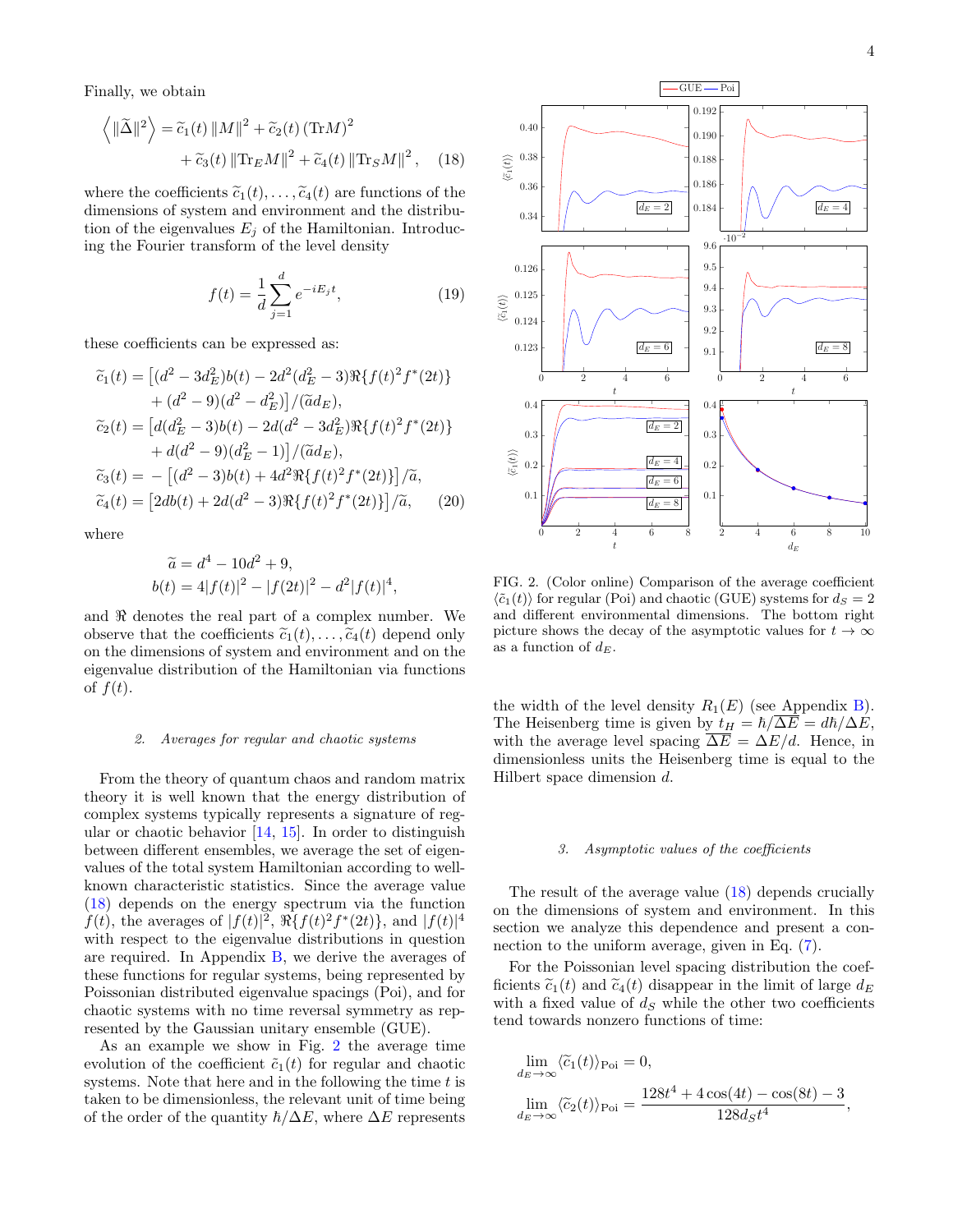Finally, we obtain

$$\left\langle \|\widetilde{\Delta}\|^2 \right\rangle = \widetilde{c}_1(t)\,\|M\|^2 + \widetilde{c}_2(t)\,(\mathrm{Tr}M)^2 + \widetilde{c}_3(t)\,\|\mathrm{Tr}_E M\|^2 + \widetilde{c}_4(t)\,\|\mathrm{Tr}_S M\|^2\,, \quad (18)$$

where the coefficients $\widetilde{c}_1(t), \ldots, \widetilde{c}_4(t)$ are functions of the dimensions of system and environment and the distribution of the eigenvalues $E_j$ of the Hamiltonian. Introducing the Fourier transform of the level density

$$f(t) = \frac{1}{d}\sum_{j=1}^{d} e^{-iE_j t}, \quad (19)$$

these coefficients can be expressed as:

$$\begin{aligned}
\widetilde{c}_1(t) &= \big[(d^2 - 3d_E^2)b(t) - 2d^2(d_E^2 - 3)\Re\{f(t)^2 f^*(2t)\} \\
&\quad + (d^2 - 9)(d^2 - d_E^2)\big]/(\widetilde{a}d_E), \\
\widetilde{c}_2(t) &= \big[d(d_E^2 - 3)b(t) - 2d(d^2 - 3d_E^2)\Re\{f(t)^2 f^*(2t)\} \\
&\quad + d(d^2 - 9)(d_E^2 - 1)\big]/(\widetilde{a}d_E), \\
\widetilde{c}_3(t) &= -\big[(d^2 - 3)b(t) + 4d^2\Re\{f(t)^2 f^*(2t)\}\big]/\widetilde{a}, \\
\widetilde{c}_4(t) &= \big[2db(t) + 2d(d^2 - 3)\Re\{f(t)^2 f^*(2t)\}\big]/\widetilde{a}, \quad (20)
\end{aligned}$$

where

$$\begin{aligned}
\widetilde{a} &= d^4 - 10d^2 + 9, \\
b(t) &= 4|f(t)|^2 - |f(2t)|^2 - d^2|f(t)|^4,
\end{aligned}$$

and $\Re$ denotes the real part of a complex number. We observe that the coefficients $\widetilde{c}_1(t), \ldots, \widetilde{c}_4(t)$ depend only on the dimensions of system and environment and on the eigenvalue distribution of the Hamiltonian via functions of $f(t)$.

#### 2. Averages for regular and chaotic systems

From the theory of quantum chaos and random matrix theory it is well known that the energy distribution of complex systems typically represents a signature of regular or chaotic behavior [14, 15]. In order to distinguish between different ensembles, we average the set of eigenvalues of the total system Hamiltonian according to well-known characteristic statistics. Since the average value (18) depends on the energy spectrum via the function $f(t)$, the averages of $|f(t)|^2$, $\Re\{f(t)^2 f^*(2t)\}$, and $|f(t)|^4$ with respect to the eigenvalue distributions in question are required. In Appendix B, we derive the averages of these functions for regular systems, being represented by Poissonian distributed eigenvalue spacings (Poi), and for chaotic systems with no time reversal symmetry as represented by the Gaussian unitary ensemble (GUE).

As an example we show in Fig. 2 the average time evolution of the coefficient $\tilde{c}_1(t)$ for regular and chaotic systems. Note that here and in the following the time $t$ is taken to be dimensionless, the relevant unit of time being of the order of the quantity $\hbar/\Delta E$, where $\Delta E$ represents the width of the level density $R_1(E)$ (see Appendix B). The Heisenberg time is given by $t_H = \hbar/\overline{\Delta E} = d\hbar/\Delta E$, with the average level spacing $\overline{\Delta E} = \Delta E/d$. Hence, in dimensionless units the Heisenberg time is equal to the Hilbert space dimension $d$.

FIG. 2. (Color online) Comparison of the average coefficient $\langle\tilde{c}_1(t)\rangle$ for regular (Poi) and chaotic (GUE) systems for $d_S = 2$ and different environmental dimensions. The bottom right picture shows the decay of the asymptotic values for $t \to \infty$ as a function of $d_E$.

#### 3. Asymptotic values of the coefficients

The result of the average value (18) depends crucially on the dimensions of system and environment. In this section we analyze this dependence and present a connection to the uniform average, given in Eq. (7).

For the Poissonian level spacing distribution the coefficients $\widetilde{c}_1(t)$ and $\widetilde{c}_4(t)$ disappear in the limit of large $d_E$ with a fixed value of $d_S$ while the other two coefficients tend towards nonzero functions of time:

$$\begin{aligned}
&\lim_{d_E\to\infty} \langle\widetilde{c}_1(t)\rangle_{\text{Poi}} = 0, \\
&\lim_{d_E\to\infty} \langle\widetilde{c}_2(t)\rangle_{\text{Poi}} = \frac{128t^4 + 4\cos(4t) - \cos(8t) - 3}{128 d_S t^4},
\end{aligned}$$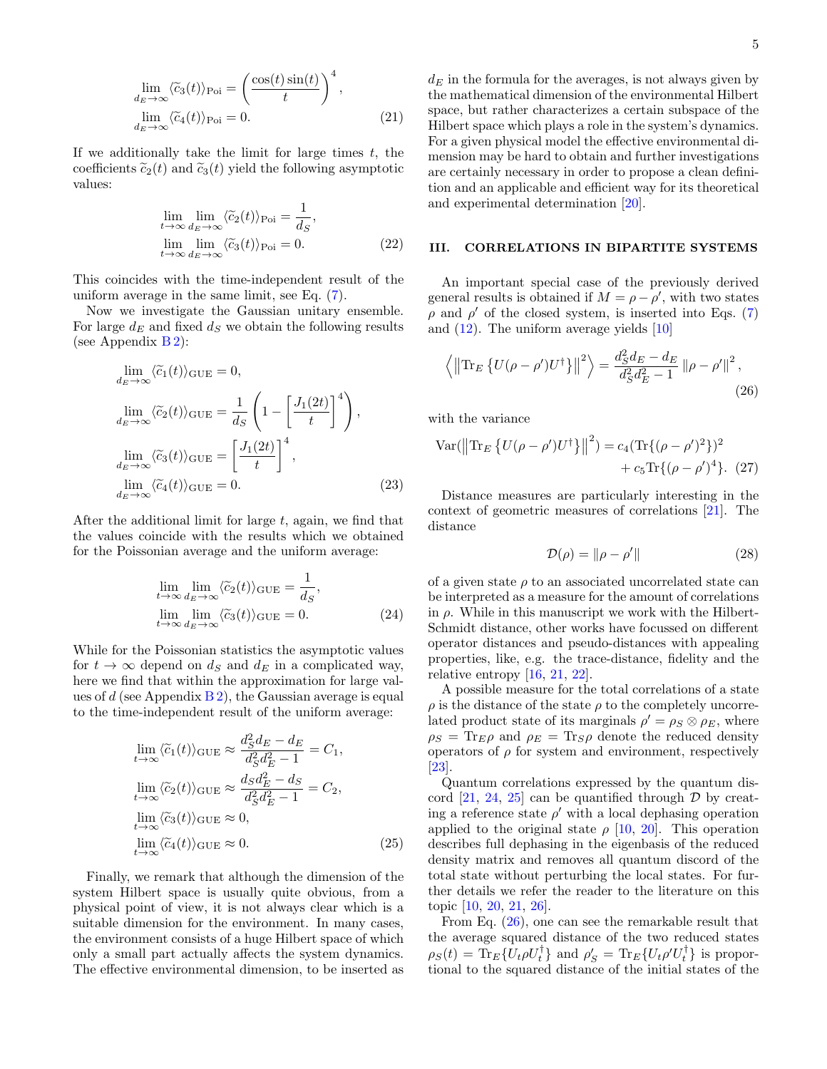$$\lim_{d_E\to\infty} \langle \widetilde{c}_3(t)\rangle_{\text{Poi}} = \left(\frac{\cos(t)\sin(t)}{t}\right)^4,$$
$$\lim_{d_E\to\infty} \langle \widetilde{c}_4(t)\rangle_{\text{Poi}} = 0. \tag{21}$$

If we additionally take the limit for large times $t$, the coefficients $\widetilde{c}_2(t)$ and $\widetilde{c}_3(t)$ yield the following asymptotic values:

$$\lim_{t\to\infty}\lim_{d_E\to\infty} \langle \widetilde{c}_2(t)\rangle_{\text{Poi}} = \frac{1}{d_S},$$
$$\lim_{t\to\infty}\lim_{d_E\to\infty} \langle \widetilde{c}_3(t)\rangle_{\text{Poi}} = 0. \tag{22}$$

This coincides with the time-independent result of the uniform average in the same limit, see Eq. (7).

Now we investigate the Gaussian unitary ensemble. For large $d_E$ and fixed $d_S$ we obtain the following results (see Appendix B 2):

$$\lim_{d_E\to\infty} \langle \widetilde{c}_1(t)\rangle_{\text{GUE}} = 0,$$
$$\lim_{d_E\to\infty} \langle \widetilde{c}_2(t)\rangle_{\text{GUE}} = \frac{1}{d_S}\left(1-\left[\frac{J_1(2t)}{t}\right]^4\right),$$
$$\lim_{d_E\to\infty} \langle \widetilde{c}_3(t)\rangle_{\text{GUE}} = \left[\frac{J_1(2t)}{t}\right]^4,$$
$$\lim_{d_E\to\infty} \langle \widetilde{c}_4(t)\rangle_{\text{GUE}} = 0. \tag{23}$$

After the additional limit for large $t$, again, we find that the values coincide with the results which we obtained for the Poissonian average and the uniform average:

$$\lim_{t\to\infty}\lim_{d_E\to\infty} \langle \widetilde{c}_2(t)\rangle_{\text{GUE}} = \frac{1}{d_S},$$
$$\lim_{t\to\infty}\lim_{d_E\to\infty} \langle \widetilde{c}_3(t)\rangle_{\text{GUE}} = 0. \tag{24}$$

While for the Poissonian statistics the asymptotic values for $t\to\infty$ depend on $d_S$ and $d_E$ in a complicated way, here we find that within the approximation for large values of $d$ (see Appendix B 2), the Gaussian average is equal to the time-independent result of the uniform average:

$$\lim_{t\to\infty} \langle \widetilde{c}_1(t)\rangle_{\text{GUE}} \approx \frac{d_S^2 d_E - d_E}{d_S^2 d_E^2 - 1} = C_1,$$
$$\lim_{t\to\infty} \langle \widetilde{c}_2(t)\rangle_{\text{GUE}} \approx \frac{d_S d_E^2 - d_S}{d_S^2 d_E^2 - 1} = C_2,$$
$$\lim_{t\to\infty} \langle \widetilde{c}_3(t)\rangle_{\text{GUE}} \approx 0,$$
$$\lim_{t\to\infty} \langle \widetilde{c}_4(t)\rangle_{\text{GUE}} \approx 0. \tag{25}$$

Finally, we remark that although the dimension of the system Hilbert space is usually quite obvious, from a physical point of view, it is not always clear which is a suitable dimension for the environment. In many cases, the environment consists of a huge Hilbert space of which only a small part actually affects the system dynamics. The effective environmental dimension, to be inserted as $d_E$ in the formula for the averages, is not always given by the mathematical dimension of the environmental Hilbert space, but rather characterizes a certain subspace of the Hilbert space which plays a role in the system's dynamics. For a given physical model the effective environmental dimension may be hard to obtain and further investigations are certainly necessary in order to propose a clean definition and an applicable and efficient way for its theoretical and experimental determination [20].

## III. CORRELATIONS IN BIPARTITE SYSTEMS

An important special case of the previously derived general results is obtained if $M = \rho - \rho'$, with two states $\rho$ and $\rho'$ of the closed system, is inserted into Eqs. (7) and (12). The uniform average yields [10]

$$\left\langle \left\|\mathrm{Tr}_E\left\{U(\rho-\rho')U^\dagger\right\}\right\|^2\right\rangle = \frac{d_S^2 d_E - d_E}{d_S^2 d_E^2 - 1}\left\|\rho-\rho'\right\|^2, \tag{26}$$

with the variance

$$\mathrm{Var}(\left\|\mathrm{Tr}_E\left\{U(\rho-\rho')U^\dagger\right\}\right\|^2) = c_4(\mathrm{Tr}\{(\rho-\rho')^2\})^2 + c_5\mathrm{Tr}\{(\rho-\rho')^4\}. \tag{27}$$

Distance measures are particularly interesting in the context of geometric measures of correlations [21]. The distance

$$\mathcal{D}(\rho) = \|\rho-\rho'\| \tag{28}$$

of a given state $\rho$ to an associated uncorrelated state can be interpreted as a measure for the amount of correlations in $\rho$. While in this manuscript we work with the Hilbert-Schmidt distance, other works have focussed on different operator distances and pseudo-distances with appealing properties, like, e.g. the trace-distance, fidelity and the relative entropy [16, 21, 22].

A possible measure for the total correlations of a state $\rho$ is the distance of the state $\rho$ to the completely uncorrelated product state of its marginals $\rho' = \rho_S \otimes \rho_E$, where $\rho_S = \mathrm{Tr}_E\rho$ and $\rho_E = \mathrm{Tr}_S\rho$ denote the reduced density operators of $\rho$ for system and environment, respectively [23].

Quantum correlations expressed by the quantum discord [21, 24, 25] can be quantified through $\mathcal{D}$ by creating a reference state $\rho'$ with a local dephasing operation applied to the original state $\rho$ [10, 20]. This operation describes full dephasing in the eigenbasis of the reduced density matrix and removes all quantum discord of the total state without perturbing the local states. For further details we refer the reader to the literature on this topic [10, 20, 21, 26].

From Eq. (26), one can see the remarkable result that the average squared distance of the two reduced states $\rho_S(t) = \mathrm{Tr}_E\{U_t\rho U_t^\dagger\}$ and $\rho'_S = \mathrm{Tr}_E\{U_t\rho' U_t^\dagger\}$ is proportional to the squared distance of the initial states of the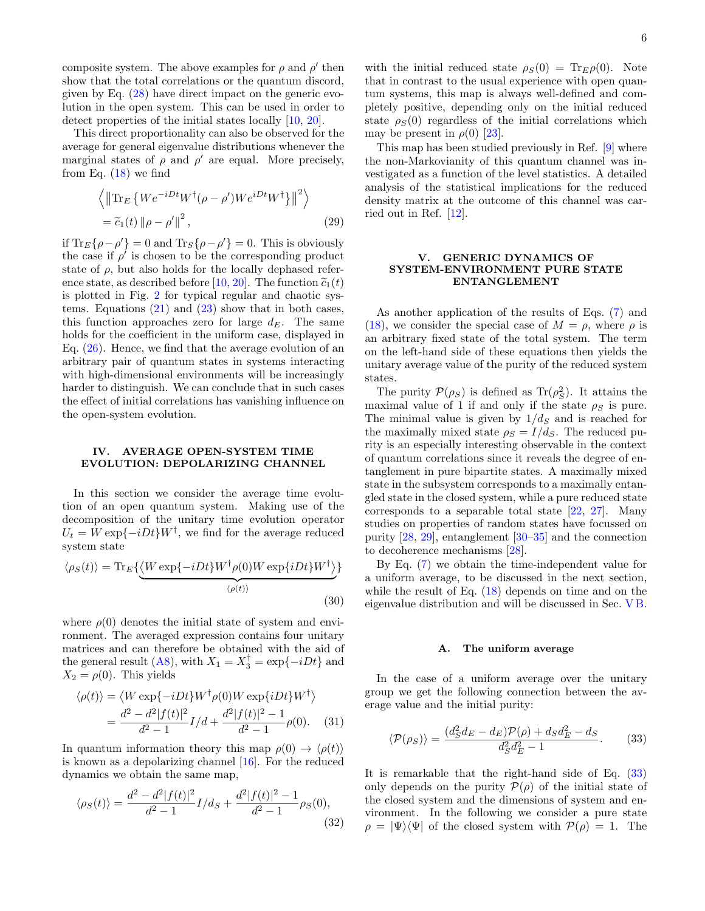composite system. The above examples for $\rho$ and $\rho'$ then show that the total correlations or the quantum discord, given by Eq. (28) have direct impact on the generic evolution in the open system. This can be used in order to detect properties of the initial states locally [10, 20].

This direct proportionality can also be observed for the average for general eigenvalue distributions whenever the marginal states of $\rho$ and $\rho'$ are equal. More precisely, from Eq. (18) we find

$$\Big\langle \big\| \mathrm{Tr}_E \left\{ W e^{-iDt} W^\dagger (\rho - \rho') W e^{iDt} W^\dagger \right\} \big\|^2 \Big\rangle = \widetilde{c}_1(t) \left\| \rho - \rho' \right\|^2, \tag{29}$$

if $\mathrm{Tr}_E\{\rho - \rho'\} = 0$ and $\mathrm{Tr}_S\{\rho - \rho'\} = 0$. This is obviously the case if $\rho'$ is chosen to be the corresponding product state of $\rho$, but also holds for the locally dephased reference state, as described before [10, 20]. The function $\widetilde{c}_1(t)$ is plotted in Fig. 2 for typical regular and chaotic systems. Equations (21) and (23) show that in both cases, this function approaches zero for large $d_E$. The same holds for the coefficient in the uniform case, displayed in Eq. (26). Hence, we find that the average evolution of an arbitrary pair of quantum states in systems interacting with high-dimensional environments will be increasingly harder to distinguish. We can conclude that in such cases the effect of initial correlations has vanishing influence on the open-system evolution.

## IV. AVERAGE OPEN-SYSTEM TIME EVOLUTION: DEPOLARIZING CHANNEL

In this section we consider the average time evolution of an open quantum system. Making use of the decomposition of the unitary time evolution operator $U_t = W \exp\{-iDt\} W^\dagger$, we find for the average reduced system state

$$\langle \rho_S(t) \rangle = \mathrm{Tr}_E \{ \underbrace{\langle W \exp\{-iDt\} W^\dagger \rho(0) W \exp\{iDt\} W^\dagger \rangle}_{\langle \rho(t) \rangle} \} \tag{30}$$

where $\rho(0)$ denotes the initial state of system and environment. The averaged expression contains four unitary matrices and can therefore be obtained with the aid of the general result (A8), with $X_1 = X_3^\dagger = \exp\{-iDt\}$ and $X_2 = \rho(0)$. This yields

$$\begin{aligned} \langle \rho(t) \rangle &= \left\langle W \exp\{-iDt\} W^\dagger \rho(0) W \exp\{iDt\} W^\dagger \right\rangle \\ &= \frac{d^2 - d^2 |f(t)|^2}{d^2 - 1} I/d + \frac{d^2 |f(t)|^2 - 1}{d^2 - 1} \rho(0). \end{aligned} \tag{31}$$

In quantum information theory this map $\rho(0) \to \langle \rho(t) \rangle$ is known as a depolarizing channel [16]. For the reduced dynamics we obtain the same map,

$$\langle \rho_S(t) \rangle = \frac{d^2 - d^2 |f(t)|^2}{d^2 - 1} I/d_S + \frac{d^2 |f(t)|^2 - 1}{d^2 - 1} \rho_S(0), \tag{32}$$

with the initial reduced state $\rho_S(0) = \mathrm{Tr}_E \rho(0)$. Note that in contrast to the usual experience with open quantum systems, this map is always well-defined and completely positive, depending only on the initial reduced state $\rho_S(0)$ regardless of the initial correlations which may be present in $\rho(0)$ [23].

This map has been studied previously in Ref. [9] where the non-Markovianity of this quantum channel was investigated as a function of the level statistics. A detailed analysis of the statistical implications for the reduced density matrix at the outcome of this channel was carried out in Ref. [12].

## V. GENERIC DYNAMICS OF SYSTEM-ENVIRONMENT PURE STATE ENTANGLEMENT

As another application of the results of Eqs. (7) and (18), we consider the special case of $M = \rho$, where $\rho$ is an arbitrary fixed state of the total system. The term on the left-hand side of these equations then yields the unitary average value of the purity of the reduced system states.

The purity $\mathcal{P}(\rho_S)$ is defined as $\mathrm{Tr}(\rho_S^2)$. It attains the maximal value of 1 if and only if the state $\rho_S$ is pure. The minimal value is given by $1/d_S$ and is reached for the maximally mixed state $\rho_S = I/d_S$. The reduced purity is an especially interesting observable in the context of quantum correlations since it reveals the degree of entanglement in pure bipartite states. A maximally mixed state in the subsystem corresponds to a maximally entangled state in the closed system, while a pure reduced state corresponds to a separable total state [22, 27]. Many studies on properties of random states have focussed on purity [28, 29], entanglement [30–35] and the connection to decoherence mechanisms [28].

By Eq. (7) we obtain the time-independent value for a uniform average, to be discussed in the next section, while the result of Eq. (18) depends on time and on the eigenvalue distribution and will be discussed in Sec. V B.

### A. The uniform average

In the case of a uniform average over the unitary group we get the following connection between the average value and the initial purity:

$$\langle \mathcal{P}(\rho_S) \rangle = \frac{(d_S^2 d_E - d_E) \mathcal{P}(\rho) + d_S d_E^2 - d_S}{d_S^2 d_E^2 - 1}. \tag{33}$$

It is remarkable that the right-hand side of Eq. (33) only depends on the purity $\mathcal{P}(\rho)$ of the initial state of the closed system and the dimensions of system and environment. In the following we consider a pure state $\rho = |\Psi\rangle\langle\Psi|$ of the closed system with $\mathcal{P}(\rho) = 1$. The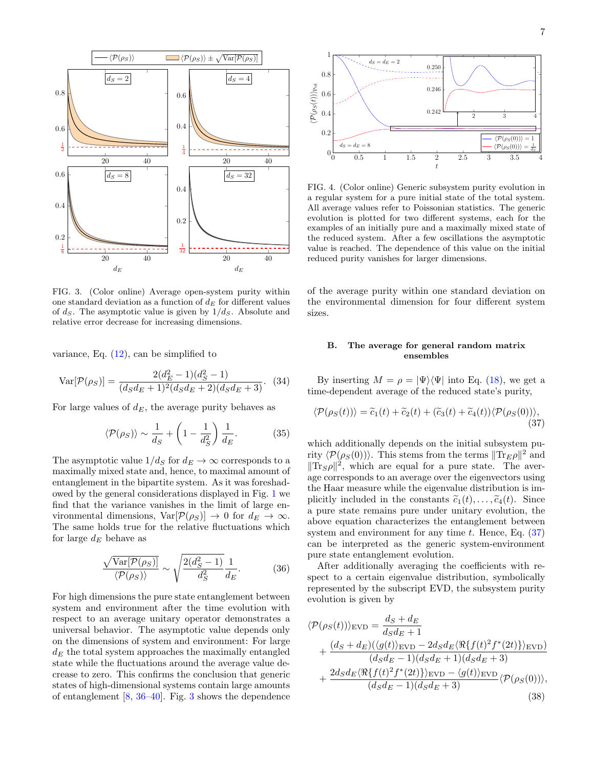FIG. 3. (Color online) Average open-system purity within one standard deviation as a function of $d_E$ for different values of $d_S$. The asymptotic value is given by $1/d_S$. Absolute and relative error decrease for increasing dimensions.

variance, Eq. (12), can be simplified to

$$\mathrm{Var}[\mathcal{P}(\rho_S)] = \frac{2(d_E^2-1)(d_S^2-1)}{(d_S d_E+1)^2(d_S d_E+2)(d_S d_E+3)}. \quad (34)$$

For large values of $d_E$, the average purity behaves as

$$\langle \mathcal{P}(\rho_S)\rangle \sim \frac{1}{d_S} + \left(1-\frac{1}{d_S^2}\right)\frac{1}{d_E}. \quad (35)$$

The asymptotic value $1/d_S$ for $d_E \to \infty$ corresponds to a maximally mixed state and, hence, to maximal amount of entanglement in the bipartite system. As it was foreshadowed by the general considerations displayed in Fig. 1 we find that the variance vanishes in the limit of large environmental dimensions, $\mathrm{Var}[\mathcal{P}(\rho_S)] \to 0$ for $d_E \to \infty$. The same holds true for the relative fluctuations which for large $d_E$ behave as

$$\frac{\sqrt{\mathrm{Var}[\mathcal{P}(\rho_S)]}}{\langle \mathcal{P}(\rho_S)\rangle} \sim \sqrt{\frac{2(d_S^2-1)}{d_S^2}}\frac{1}{d_E}. \quad (36)$$

For high dimensions the pure state entanglement between system and environment after the time evolution with respect to an average unitary operator demonstrates a universal behavior. The asymptotic value depends only on the dimensions of system and environment: For large $d_E$ the total system approaches the maximally entangled state while the fluctuations around the average value decrease to zero. This confirms the conclusion that generic states of high-dimensional systems contain large amounts of entanglement [8, 36–40]. Fig. 3 shows the dependence of the average purity within one standard deviation on the environmental dimension for four different system sizes.

FIG. 4. (Color online) Generic subsystem purity evolution in a regular system for a pure initial state of the total system. All average values refer to Poissonian statistics. The generic evolution is plotted for two different systems, each for the examples of an initially pure and a maximally mixed state of the reduced system. After a few oscillations the asymptotic value is reached. The dependence of this value on the initial reduced purity vanishes for larger dimensions.

### B. The average for general random matrix ensembles

By inserting $M = \rho = |\Psi\rangle\langle\Psi|$ into Eq. (18), we get a time-dependent average of the reduced state's purity,

$$\langle \mathcal{P}(\rho_S(t))\rangle = \tilde{c}_1(t) + \tilde{c}_2(t) + (\tilde{c}_3(t) + \tilde{c}_4(t))\langle \mathcal{P}(\rho_S(0))\rangle, \quad (37)$$

which additionally depends on the initial subsystem purity $\langle \mathcal{P}(\rho_S(0))\rangle$. This stems from the terms $\|\mathrm{Tr}_E\rho\|^2$ and $\|\mathrm{Tr}_S\rho\|^2$, which are equal for a pure state. The average corresponds to an average over the eigenvectors using the Haar measure while the eigenvalue distribution is implicitly included in the constants $\tilde{c}_1(t), \ldots, \tilde{c}_4(t)$. Since a pure state remains pure under unitary evolution, the above equation characterizes the entanglement between system and environment for any time $t$. Hence, Eq. (37) can be interpreted as the generic system-environment pure state entanglement evolution.

After additionally averaging the coefficients with respect to a certain eigenvalue distribution, symbolically represented by the subscript EVD, the subsystem purity evolution is given by

$$\begin{aligned}
\langle \mathcal{P}(\rho_S(t))\rangle_{\mathrm{EVD}} &= \frac{d_S+d_E}{d_S d_E+1} \\
&+ \frac{(d_S+d_E)(\langle g(t)\rangle_{\mathrm{EVD}} - 2d_S d_E\langle \Re\{f(t)^2 f^*(2t)\}\rangle_{\mathrm{EVD}})}{(d_S d_E-1)(d_S d_E+1)(d_S d_E+3)} \\
&+ \frac{2d_S d_E\langle \Re\{f(t)^2 f^*(2t)\}\rangle_{\mathrm{EVD}} - \langle g(t)\rangle_{\mathrm{EVD}}}{(d_S d_E-1)(d_S d_E+3)}\langle \mathcal{P}(\rho_S(0))\rangle,
\end{aligned} \quad (38)$$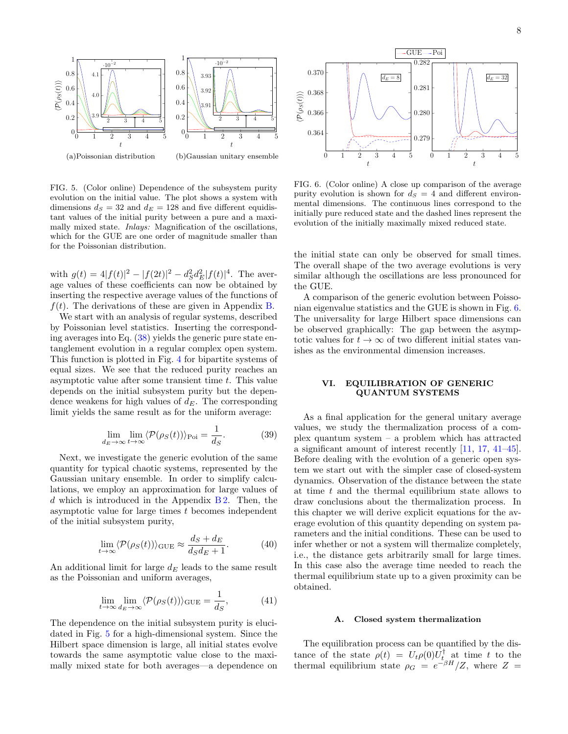FIG. 5. (Color online) Dependence of the subsystem purity evolution on the initial value. The plot shows a system with dimensions $d_S = 32$ and $d_E = 128$ and five different equidistant values of the initial purity between a pure and a maximally mixed state. *Inlays:* Magnification of the oscillations, which for the GUE are one order of magnitude smaller than for the Poissonian distribution.

(a)Poissonian distribution

(b)Gaussian unitary ensemble

FIG. 6. (Color online) A close up comparison of the average purity evolution is shown for $d_S = 4$ and different environmental dimensions. The continuous lines correspond to the initially pure reduced state and the dashed lines represent the evolution of the initially maximally mixed reduced state.

with $g(t) = 4|f(t)|^2 - |f(2t)|^2 - d_S^2 d_E^2 |f(t)|^4$. The average values of these coefficients can now be obtained by inserting the respective average values of the functions of $f(t)$. The derivations of these are given in Appendix B.

We start with an analysis of regular systems, described by Poissonian level statistics. Inserting the corresponding averages into Eq. (38) yields the generic pure state entanglement evolution in a regular complex open system. This function is plotted in Fig. 4 for bipartite systems of equal sizes. We see that the reduced purity reaches an asymptotic value after some transient time $t$. This value depends on the initial subsystem purity but the dependence weakens for high values of $d_E$. The corresponding limit yields the same result as for the uniform average:

$$\lim_{d_E \to \infty} \lim_{t \to \infty} \langle \mathcal{P}(\rho_S(t)) \rangle_{\text{Poi}} = \frac{1}{d_S}. \tag{39}$$

Next, we investigate the generic evolution of the same quantity for typical chaotic systems, represented by the Gaussian unitary ensemble. In order to simplify calculations, we employ an approximation for large values of $d$ which is introduced in the Appendix B 2. Then, the asymptotic value for large times $t$ becomes independent of the initial subsystem purity,

$$\lim_{t \to \infty} \langle \mathcal{P}(\rho_S(t)) \rangle_{\text{GUE}} \approx \frac{d_S + d_E}{d_S d_E + 1}. \tag{40}$$

An additional limit for large $d_E$ leads to the same result as the Poissonian and uniform averages,

$$\lim_{t \to \infty} \lim_{d_E \to \infty} \langle \mathcal{P}(\rho_S(t)) \rangle_{\text{GUE}} = \frac{1}{d_S}, \tag{41}$$

The dependence on the initial subsystem purity is elucidated in Fig. 5 for a high-dimensional system. Since the Hilbert space dimension is large, all initial states evolve towards the same asymptotic value close to the maximally mixed state for both averages—a dependence on the initial state can only be observed for small times. The overall shape of the two average evolutions is very similar although the oscillations are less pronounced for the GUE.

A comparison of the generic evolution between Poissonian eigenvalue statistics and the GUE is shown in Fig. 6. The universality for large Hilbert space dimensions can be observed graphically: The gap between the asymptotic values for $t \to \infty$ of two different initial states vanishes as the environmental dimension increases.

## VI. EQUILIBRATION OF GENERIC QUANTUM SYSTEMS

As a final application for the general unitary average values, we study the thermalization process of a complex quantum system – a problem which has attracted a significant amount of interest recently [11, 17, 41–45]. Before dealing with the evolution of a generic open system we start out with the simpler case of closed-system dynamics. Observation of the distance between the state at time $t$ and the thermal equilibrium state allows to draw conclusions about the thermalization process. In this chapter we will derive explicit equations for the average evolution of this quantity depending on system parameters and the initial conditions. These can be used to infer whether or not a system will thermalize completely, i.e., the distance gets arbitrarily small for large times. In this case also the average time needed to reach the thermal equilibrium state up to a given proximity can be obtained.

### A. Closed system thermalization

The equilibration process can be quantified by the distance of the state $\rho(t) = U_t \rho(0) U_t^\dagger$ at time $t$ to the thermal equilibrium state $\rho_G = e^{-\beta H}/Z$, where $Z =$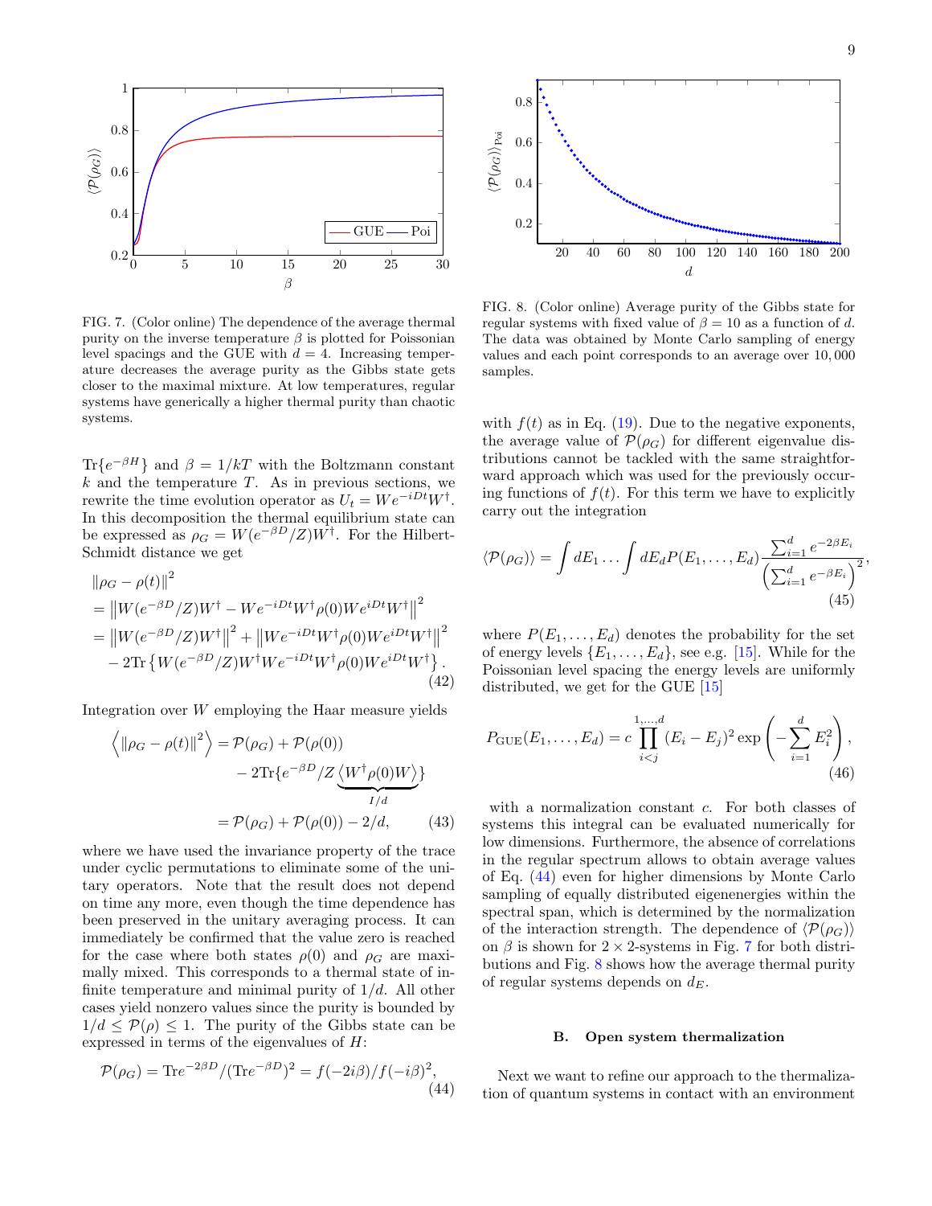FIG. 7. (Color online) The dependence of the average thermal purity on the inverse temperature $\beta$ is plotted for Poissonian level spacings and the GUE with $d = 4$. Increasing temperature decreases the average purity as the Gibbs state gets closer to the maximal mixture. At low temperatures, regular systems have generically a higher thermal purity than chaotic systems.

$\text{Tr}\{e^{-\beta H}\}$ and $\beta = 1/kT$ with the Boltzmann constant $k$ and the temperature $T$. As in previous sections, we rewrite the time evolution operator as $U_t = We^{-iDt}W^\dagger$. In this decomposition the thermal equilibrium state can be expressed as $\rho_G = W(e^{-\beta D}/Z)W^\dagger$. For the Hilbert-Schmidt distance we get

$$
\begin{aligned}
&\|\rho_G - \rho(t)\|^2 \\
&= \left\|W(e^{-\beta D}/Z)W^\dagger - We^{-iDt}W^\dagger\rho(0)We^{iDt}W^\dagger\right\|^2 \\
&= \left\|W(e^{-\beta D}/Z)W^\dagger\right\|^2 + \left\|We^{-iDt}W^\dagger\rho(0)We^{iDt}W^\dagger\right\|^2 \\
&\quad - 2\text{Tr}\left\{W(e^{-\beta D}/Z)W^\dagger We^{-iDt}W^\dagger\rho(0)We^{iDt}W^\dagger\right\}.
\end{aligned}
\tag{42}
$$

Integration over $W$ employing the Haar measure yields

$$
\begin{aligned}
\left\langle \|\rho_G - \rho(t)\|^2 \right\rangle &= \mathcal{P}(\rho_G) + \mathcal{P}(\rho(0)) \\
&\quad - 2\text{Tr}\{e^{-\beta D}/Z \underbrace{\left\langle W^\dagger\rho(0)W\right\rangle}_{I/d}\} \\
&= \mathcal{P}(\rho_G) + \mathcal{P}(\rho(0)) - 2/d,
\end{aligned}
\tag{43}
$$

where we have used the invariance property of the trace under cyclic permutations to eliminate some of the unitary operators. Note that the result does not depend on time any more, even though the time dependence has been preserved in the unitary averaging process. It can immediately be confirmed that the value zero is reached for the case where both states $\rho(0)$ and $\rho_G$ are maximally mixed. This corresponds to a thermal state of infinite temperature and minimal purity of $1/d$. All other cases yield nonzero values since the purity is bounded by $1/d \le \mathcal{P}(\rho) \le 1$. The purity of the Gibbs state can be expressed in terms of the eigenvalues of $H$:

$$
\mathcal{P}(\rho_G) = \text{Tr}e^{-2\beta D}/(\text{Tr}e^{-\beta D})^2 = f(-2i\beta)/f(-i\beta)^2,
\tag{44}
$$

FIG. 8. (Color online) Average purity of the Gibbs state for regular systems with fixed value of $\beta = 10$ as a function of $d$. The data was obtained by Monte Carlo sampling of energy values and each point corresponds to an average over 10,000 samples.

with $f(t)$ as in Eq. (19). Due to the negative exponents, the average value of $\mathcal{P}(\rho_G)$ for different eigenvalue distributions cannot be tackled with the same straightforward approach which was used for the previously occurring functions of $f(t)$. For this term we have to explicitly carry out the integration

$$
\langle\mathcal{P}(\rho_G)\rangle = \int dE_1 \ldots \int dE_d P(E_1,\ldots,E_d)\frac{\sum_{i=1}^d e^{-2\beta E_i}}{\left(\sum_{i=1}^d e^{-\beta E_i}\right)^2},
\tag{45}
$$

where $P(E_1,\ldots,E_d)$ denotes the probability for the set of energy levels $\{E_1,\ldots,E_d\}$, see e.g. [15]. While for the Poissonian level spacing the energy levels are uniformly distributed, we get for the GUE [15]

$$
P_{\text{GUE}}(E_1,\ldots,E_d) = c\prod_{i<j}^{1,\ldots,d}(E_i - E_j)^2\exp\left(-\sum_{i=1}^d E_i^2\right),
\tag{46}
$$

with a normalization constant $c$. For both classes of systems this integral can be evaluated numerically for low dimensions. Furthermore, the absence of correlations in the regular spectrum allows to obtain average values of Eq. (44) even for higher dimensions by Monte Carlo sampling of equally distributed eigenenergies within the spectral span, which is determined by the normalization of the interaction strength. The dependence of $\langle\mathcal{P}(\rho_G)\rangle$ on $\beta$ is shown for $2\times 2$-systems in Fig. 7 for both distributions and Fig. 8 shows how the average thermal purity of regular systems depends on $d_E$.

### B. Open system thermalization

Next we want to refine our approach to the thermalization of quantum systems in contact with an environment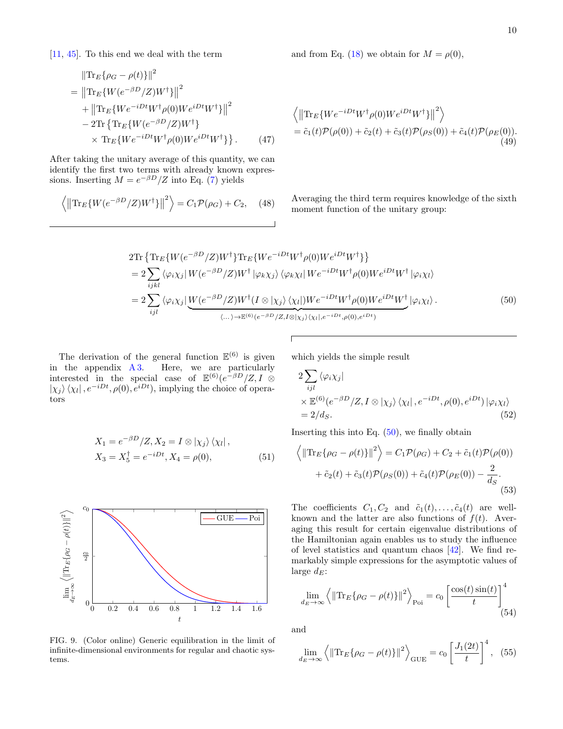[11, 45]. To this end we deal with the term

$$
\begin{aligned}
&\|\mathrm{Tr}_E\{\rho_G - \rho(t)\}\|^2 \\
&= \left\|\mathrm{Tr}_E\{W(e^{-\beta D}/Z)W^\dagger\}\right\|^2 \\
&\quad + \left\|\mathrm{Tr}_E\{We^{-iDt}W^\dagger\rho(0)We^{iDt}W^\dagger\}\right\|^2 \\
&\quad - 2\mathrm{Tr}\left\{\mathrm{Tr}_E\{W(e^{-\beta D}/Z)W^\dagger\}\right. \\
&\quad \times \left.\mathrm{Tr}_E\{We^{-iDt}W^\dagger\rho(0)We^{iDt}W^\dagger\}\right\}. \qquad (47)
\end{aligned}
$$

After taking the unitary average of this quantity, we can identify the first two terms with already known expressions. Inserting $M = e^{-\beta D}/Z$ into Eq. (7) yields

$$
\left\langle \left\|\mathrm{Tr}_E\{W(e^{-\beta D}/Z)W^\dagger\}\right\|^2 \right\rangle = C_1\mathcal{P}(\rho_G) + C_2, \quad (48)
$$

and from Eq. (18) we obtain for $M = \rho(0)$,

$$
\begin{aligned}
&\left\langle \left\|\mathrm{Tr}_E\{We^{-iDt}W^\dagger\rho(0)We^{iDt}W^\dagger\}\right\|^2 \right\rangle \\
&= \tilde{c}_1(t)\mathcal{P}(\rho(0)) + \tilde{c}_2(t) + \tilde{c}_3(t)\mathcal{P}(\rho_S(0)) + \tilde{c}_4(t)\mathcal{P}(\rho_E(0)). \qquad (49)
\end{aligned}
$$

Averaging the third term requires knowledge of the sixth moment function of the unitary group:

$$
\begin{aligned}
&2\mathrm{Tr}\left\{\mathrm{Tr}_E\{W(e^{-\beta D}/Z)W^\dagger\}\mathrm{Tr}_E\{We^{-iDt}W^\dagger\rho(0)We^{iDt}W^\dagger\}\right\} \\
&= 2\sum_{ijkl} \langle\varphi_i\chi_j|\, W(e^{-\beta D}/Z)W^\dagger\, |\varphi_k\chi_j\rangle \, \langle\varphi_k\chi_l|\, We^{-iDt}W^\dagger\rho(0)We^{iDt}W^\dagger\, |\varphi_i\chi_l\rangle \\
&= 2\sum_{ijl} \langle\varphi_i\chi_j|\, \underbrace{W(e^{-\beta D}/Z)W^\dagger(I\otimes|\chi_j\rangle\langle\chi_l|)We^{-iDt}W^\dagger\rho(0)We^{iDt}W^\dagger}_{\langle\dots\rangle\to\mathbb{E}^{(6)}(e^{-\beta D}/Z,\, I\otimes|\chi_j\rangle\langle\chi_l|,\, e^{-iDt},\, \rho(0),\, e^{iDt})} |\varphi_i\chi_l\rangle. \qquad (50)
\end{aligned}
$$

The derivation of the general function $\mathbb{E}^{(6)}$ is given in the appendix A 3. Here, we are particularly interested in the special case of $\mathbb{E}^{(6)}(e^{-\beta D}/Z, I\otimes|\chi_j\rangle\langle\chi_l|, e^{-iDt}, \rho(0), e^{iDt})$, implying the choice of operators

$$
\begin{aligned}
&X_1 = e^{-\beta D}/Z, X_2 = I\otimes|\chi_j\rangle\langle\chi_l|, \\
&X_3 = X_5^\dagger = e^{-iDt}, X_4 = \rho(0), \qquad (51)
\end{aligned}
$$

which yields the simple result

$$
\begin{aligned}
&2\sum_{ijl} \langle\varphi_i\chi_j| \\
&\times \mathbb{E}^{(6)}(e^{-\beta D}/Z, I\otimes|\chi_j\rangle\langle\chi_l|, e^{-iDt}, \rho(0), e^{iDt})\,|\varphi_i\chi_l\rangle \\
&= 2/d_S. \qquad (52)
\end{aligned}
$$

Inserting this into Eq. (50), we finally obtain

$$
\begin{aligned}
\left\langle \|\mathrm{Tr}_E\{\rho_G - \rho(t)\}\|^2 \right\rangle &= C_1\mathcal{P}(\rho_G) + C_2 + \tilde{c}_1(t)\mathcal{P}(\rho(0)) \\
&+ \tilde{c}_2(t) + \tilde{c}_3(t)\mathcal{P}(\rho_S(0)) + \tilde{c}_4(t)\mathcal{P}(\rho_E(0)) - \frac{2}{d_S}. \qquad (53)
\end{aligned}
$$

The coefficients $C_1, C_2$ and $\tilde{c}_1(t), \ldots, \tilde{c}_4(t)$ are well-known and the latter are also functions of $f(t)$. Averaging this result for certain eigenvalue distributions of the Hamiltonian again enables us to study the influence of level statistics and quantum chaos [42]. We find remarkably simple expressions for the asymptotic values of large $d_E$:

$$
\lim_{d_E\to\infty} \left\langle \|\mathrm{Tr}_E\{\rho_G - \rho(t)\}\|^2 \right\rangle_{\mathrm{Poi}} = c_0\left[\frac{\cos(t)\sin(t)}{t}\right]^4 \quad (54)
$$

and

$$
\lim_{d_E\to\infty} \left\langle \|\mathrm{Tr}_E\{\rho_G - \rho(t)\}\|^2 \right\rangle_{\mathrm{GUE}} = c_0\left[\frac{J_1(2t)}{t}\right]^4, \quad (55)
$$

FIG. 9. (Color online) Generic equilibration in the limit of infinite-dimensional environments for regular and chaotic systems.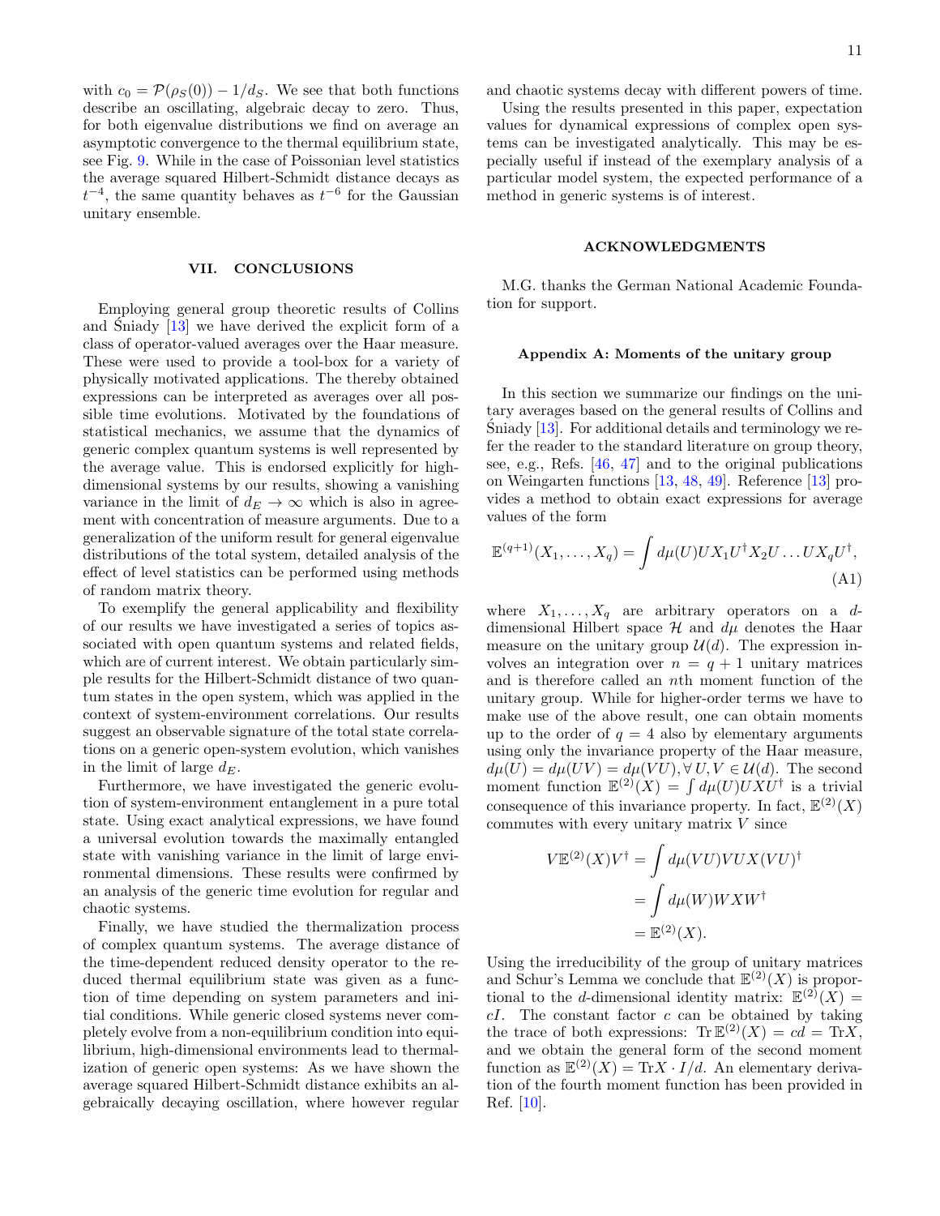with $c_0 = \mathcal{P}(\rho_S(0)) - 1/d_S$. We see that both functions describe an oscillating, algebraic decay to zero. Thus, for both eigenvalue distributions we find on average an asymptotic convergence to the thermal equilibrium state, see Fig. 9. While in the case of Poissonian level statistics the average squared Hilbert-Schmidt distance decays as $t^{-4}$, the same quantity behaves as $t^{-6}$ for the Gaussian unitary ensemble.

## VII. CONCLUSIONS

Employing general group theoretic results of Collins and Śniady [13] we have derived the explicit form of a class of operator-valued averages over the Haar measure. These were used to provide a tool-box for a variety of physically motivated applications. The thereby obtained expressions can be interpreted as averages over all possible time evolutions. Motivated by the foundations of statistical mechanics, we assume that the dynamics of generic complex quantum systems is well represented by the average value. This is endorsed explicitly for high-dimensional systems by our results, showing a vanishing variance in the limit of $d_E \to \infty$ which is also in agreement with concentration of measure arguments. Due to a generalization of the uniform result for general eigenvalue distributions of the total system, detailed analysis of the effect of level statistics can be performed using methods of random matrix theory.

To exemplify the general applicability and flexibility of our results we have investigated a series of topics associated with open quantum systems and related fields, which are of current interest. We obtain particularly simple results for the Hilbert-Schmidt distance of two quantum states in the open system, which was applied in the context of system-environment correlations. Our results suggest an observable signature of the total state correlations on a generic open-system evolution, which vanishes in the limit of large $d_E$.

Furthermore, we have investigated the generic evolution of system-environment entanglement in a pure total state. Using exact analytical expressions, we have found a universal evolution towards the maximally entangled state with vanishing variance in the limit of large environmental dimensions. These results were confirmed by an analysis of the generic time evolution for regular and chaotic systems.

Finally, we have studied the thermalization process of complex quantum systems. The average distance of the time-dependent reduced density operator to the reduced thermal equilibrium state was given as a function of time depending on system parameters and initial conditions. While generic closed systems never completely evolve from a non-equilibrium condition into equilibrium, high-dimensional environments lead to thermalization of generic open systems: As we have shown the average squared Hilbert-Schmidt distance exhibits an algebraically decaying oscillation, where however regular and chaotic systems decay with different powers of time.

Using the results presented in this paper, expectation values for dynamical expressions of complex open systems can be investigated analytically. This may be especially useful if instead of the exemplary analysis of a particular model system, the expected performance of a method in generic systems is of interest.

## ACKNOWLEDGMENTS

M.G. thanks the German National Academic Foundation for support.

### Appendix A: Moments of the unitary group

In this section we summarize our findings on the unitary averages based on the general results of Collins and Śniady [13]. For additional details and terminology we refer the reader to the standard literature on group theory, see, e.g., Refs. [46, 47] and to the original publications on Weingarten functions [13, 48, 49]. Reference [13] provides a method to obtain exact expressions for average values of the form

$$\mathbb{E}^{(q+1)}(X_1, \dots, X_q) = \int d\mu(U) U X_1 U^\dagger X_2 U \dots U X_q U^\dagger, \tag{A1}$$

where $X_1, \dots, X_q$ are arbitrary operators on a $d$-dimensional Hilbert space $\mathcal{H}$ and $d\mu$ denotes the Haar measure on the unitary group $\mathcal{U}(d)$. The expression involves an integration over $n = q+1$ unitary matrices and is therefore called an $n$th moment function of the unitary group. While for higher-order terms we have to make use of the above result, one can obtain moments up to the order of $q = 4$ also by elementary arguments using only the invariance property of the Haar measure, $d\mu(U) = d\mu(UV) = d\mu(VU), \forall\, U, V \in \mathcal{U}(d)$. The second moment function $\mathbb{E}^{(2)}(X) = \int d\mu(U) U X U^\dagger$ is a trivial consequence of this invariance property. In fact, $\mathbb{E}^{(2)}(X)$ commutes with every unitary matrix $V$ since

$$\begin{aligned} V\mathbb{E}^{(2)}(X)V^\dagger &= \int d\mu(VU) VUX(VU)^\dagger \\ &= \int d\mu(W) W X W^\dagger \\ &= \mathbb{E}^{(2)}(X). \end{aligned}$$

Using the irreducibility of the group of unitary matrices and Schur's Lemma we conclude that $\mathbb{E}^{(2)}(X)$ is proportional to the $d$-dimensional identity matrix: $\mathbb{E}^{(2)}(X) = cI$. The constant factor $c$ can be obtained by taking the trace of both expressions: $\mathrm{Tr}\,\mathbb{E}^{(2)}(X) = cd = \mathrm{Tr}X$, and we obtain the general form of the second moment function as $\mathbb{E}^{(2)}(X) = \mathrm{Tr}X \cdot I/d$. An elementary derivation of the fourth moment function has been provided in Ref. [10].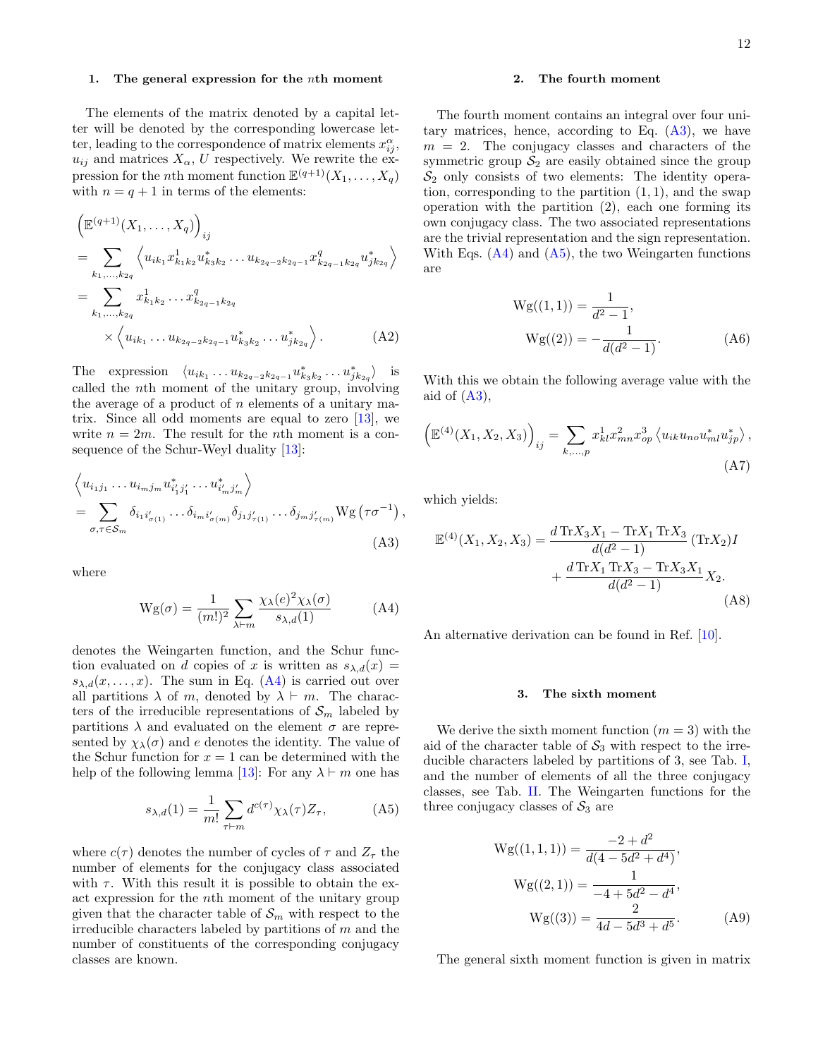#### 1. The general expression for the $n$th moment

The elements of the matrix denoted by a capital letter will be denoted by the corresponding lowercase letter, leading to the correspondence of matrix elements $x_{ij}^{\alpha}$, $u_{ij}$ and matrices $X_\alpha$, $U$ respectively. We rewrite the expression for the $n$th moment function $\mathbb{E}^{(q+1)}(X_1,\ldots,X_q)$ with $n=q+1$ in terms of the elements:

$$
\begin{aligned}
&\left(\mathbb{E}^{(q+1)}(X_1,\ldots,X_q)\right)_{ij}\\
&=\sum_{k_1,\ldots,k_{2q}}\left\langle u_{ik_1}x^1_{k_1k_2}u^*_{k_3k_2}\ldots u_{k_{2q-2}k_{2q-1}}x^q_{k_{2q-1}k_{2q}}u^*_{jk_{2q}}\right\rangle\\
&=\sum_{k_1,\ldots,k_{2q}}x^1_{k_1k_2}\ldots x^q_{k_{2q-1}k_{2q}}\\
&\quad\times\left\langle u_{ik_1}\ldots u_{k_{2q-2}k_{2q-1}}u^*_{k_3k_2}\ldots u^*_{jk_{2q}}\right\rangle. \qquad \text{(A2)}
\end{aligned}
$$

The expression $\langle u_{ik_1}\ldots u_{k_{2q-2}k_{2q-1}}u^*_{k_3k_2}\ldots u^*_{jk_{2q}}\rangle$ is called the $n$th moment of the unitary group, involving the average of a product of $n$ elements of a unitary matrix. Since all odd moments are equal to zero [13], we write $n=2m$. The result for the $n$th moment is a consequence of the Schur-Weyl duality [13]:

$$
\begin{aligned}
&\left\langle u_{i_1j_1}\ldots u_{i_mj_m}u^*_{i'_1j'_1}\ldots u^*_{i'_mj'_m}\right\rangle\\
&=\sum_{\sigma,\tau\in\mathcal{S}_m}\delta_{i_1i'_{\sigma(1)}}\ldots\delta_{i_mi'_{\sigma(m)}}\delta_{j_1j'_{\tau(1)}}\ldots\delta_{j_mj'_{\tau(m)}}\mathrm{Wg}\left(\tau\sigma^{-1}\right), \qquad \text{(A3)}
\end{aligned}
$$

where

$$
\mathrm{Wg}(\sigma)=\frac{1}{(m!)^2}\sum_{\lambda\vdash m}\frac{\chi_\lambda(e)^2\chi_\lambda(\sigma)}{s_{\lambda,d}(1)} \qquad \text{(A4)}
$$

denotes the Weingarten function, and the Schur function evaluated on $d$ copies of $x$ is written as $s_{\lambda,d}(x)=s_{\lambda,d}(x,\ldots,x)$. The sum in Eq. (A4) is carried out over all partitions $\lambda$ of $m$, denoted by $\lambda\vdash m$. The characters of the irreducible representations of $\mathcal{S}_m$ labeled by partitions $\lambda$ and evaluated on the element $\sigma$ are represented by $\chi_\lambda(\sigma)$ and $e$ denotes the identity. The value of the Schur function for $x=1$ can be determined with the help of the following lemma [13]: For any $\lambda\vdash m$ one has

$$
s_{\lambda,d}(1)=\frac{1}{m!}\sum_{\tau\vdash m}d^{c(\tau)}\chi_\lambda(\tau)Z_\tau, \qquad \text{(A5)}
$$

where $c(\tau)$ denotes the number of cycles of $\tau$ and $Z_\tau$ the number of elements for the conjugacy class associated with $\tau$. With this result it is possible to obtain the exact expression for the $n$th moment of the unitary group given that the character table of $\mathcal{S}_m$ with respect to the irreducible characters labeled by partitions of $m$ and the number of constituents of the corresponding conjugacy classes are known.

#### 2. The fourth moment

The fourth moment contains an integral over four unitary matrices, hence, according to Eq. (A3), we have $m=2$. The conjugacy classes and characters of the symmetric group $\mathcal{S}_2$ are easily obtained since the group $\mathcal{S}_2$ only consists of two elements: The identity operation, corresponding to the partition $(1,1)$, and the swap operation with the partition $(2)$, each one forming its own conjugacy class. The two associated representations are the trivial representation and the sign representation. With Eqs. (A4) and (A5), the two Weingarten functions are

$$
\begin{aligned}
\mathrm{Wg}((1,1))&=\frac{1}{d^2-1},\\
\mathrm{Wg}((2))&=-\frac{1}{d(d^2-1)}. \qquad \text{(A6)}
\end{aligned}
$$

With this we obtain the following average value with the aid of (A3),

$$
\left(\mathbb{E}^{(4)}(X_1,X_2,X_3)\right)_{ij}=\sum_{k,\ldots,p}x^1_{kl}x^2_{mn}x^3_{op}\left\langle u_{ik}u_{no}u^*_{ml}u^*_{jp}\right\rangle, \qquad \text{(A7)}
$$

which yields:

$$
\begin{aligned}
\mathbb{E}^{(4)}(X_1,X_2,X_3)&=\frac{d\,\mathrm{Tr}X_3X_1-\mathrm{Tr}X_1\,\mathrm{Tr}X_3}{d(d^2-1)}(\mathrm{Tr}X_2)I\\
&\quad+\frac{d\,\mathrm{Tr}X_1\,\mathrm{Tr}X_3-\mathrm{Tr}X_3X_1}{d(d^2-1)}X_2. \qquad \text{(A8)}
\end{aligned}
$$

An alternative derivation can be found in Ref. [10].

#### 3. The sixth moment

We derive the sixth moment function ($m=3$) with the aid of the character table of $\mathcal{S}_3$ with respect to the irreducible characters labeled by partitions of 3, see Tab. I, and the number of elements of all the three conjugacy classes, see Tab. II. The Weingarten functions for the three conjugacy classes of $\mathcal{S}_3$ are

$$
\begin{aligned}
\mathrm{Wg}((1,1,1))&=\frac{-2+d^2}{d(4-5d^2+d^4)},\\
\mathrm{Wg}((2,1))&=\frac{1}{-4+5d^2-d^4},\\
\mathrm{Wg}((3))&=\frac{2}{4d-5d^3+d^5}. \qquad \text{(A9)}
\end{aligned}
$$

The general sixth moment function is given in matrix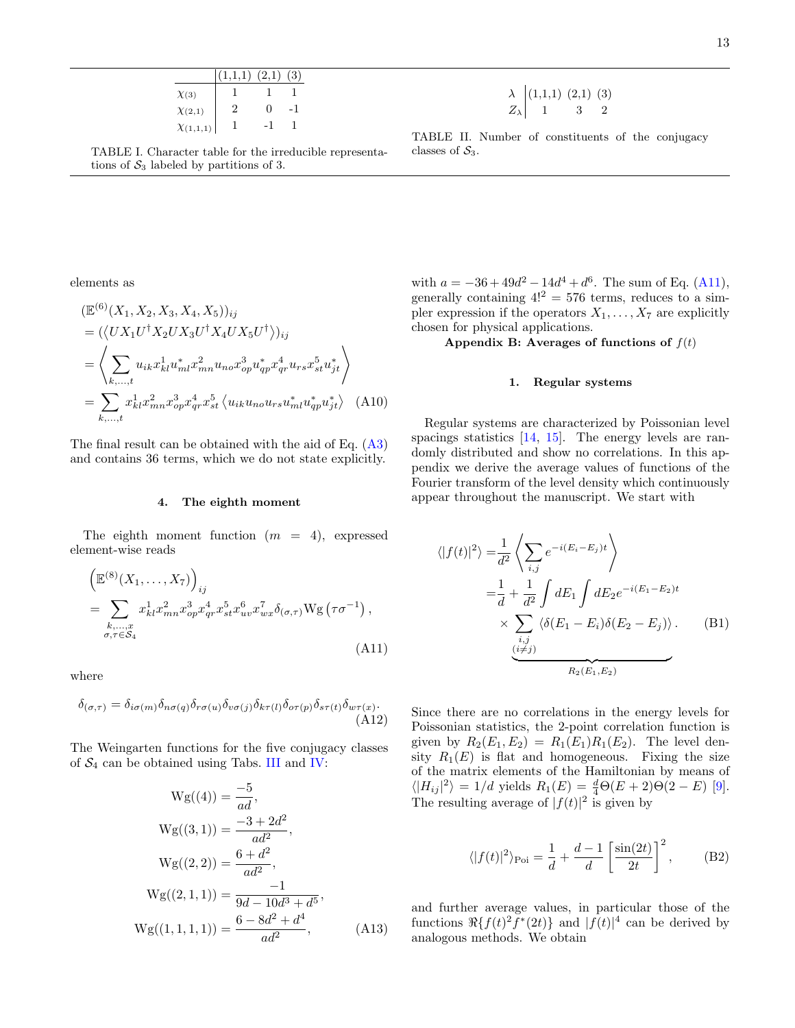|  | (1,1,1) | (2,1) | (3) |
|---|---|---|---|
| $\chi_{(3)}$ | 1 | 1 | 1 |
| $\chi_{(2,1)}$ | 2 | 0 | -1 |
| $\chi_{(1,1,1)}$ | 1 | -1 | 1 |

TABLE I. Character table for the irreducible representations of $\mathcal{S}_3$ labeled by partitions of 3.

| $\lambda$ | (1,1,1) | (2,1) | (3) |
|---|---|---|---|
| $Z_\lambda$ | 1 | 3 | 2 |

TABLE II. Number of constituents of the conjugacy classes of $\mathcal{S}_3$.

elements as

$$\begin{aligned}
&(\mathbb{E}^{(6)}(X_1, X_2, X_3, X_4, X_5))_{ij} \\
&= (\langle UX_1U^\dagger X_2 UX_3U^\dagger X_4 UX_5U^\dagger\rangle)_{ij} \\
&= \left\langle \sum_{k,\dots,t} u_{ik}x^1_{kl}u^*_{ml}x^2_{mn}u_{no}x^3_{op}u^*_{qp}x^4_{qr}u_{rs}x^5_{st}u^*_{jt}\right\rangle \\
&= \sum_{k,\dots,t} x^1_{kl}x^2_{mn}x^3_{op}x^4_{qr}x^5_{st}\left\langle u_{ik}u_{no}u_{rs}u^*_{ml}u^*_{qp}u^*_{jt}\right\rangle \quad \text{(A10)}
\end{aligned}$$

The final result can be obtained with the aid of Eq. (A3) and contains 36 terms, which we do not state explicitly.

#### 4. The eighth moment

The eighth moment function ($m = 4$), expressed element-wise reads

$$\begin{aligned}
&\left(\mathbb{E}^{(8)}(X_1, \dots, X_7)\right)_{ij} \\
&= \sum_{\substack{k,\dots,x \\ \sigma,\tau\in\mathcal{S}_4}} x^1_{kl}x^2_{mn}x^3_{op}x^4_{qr}x^5_{st}x^6_{uv}x^7_{wx}\delta_{(\sigma,\tau)}\mathrm{Wg}\left(\tau\sigma^{-1}\right), \quad \text{(A11)}
\end{aligned}$$

where

$$\delta_{(\sigma,\tau)} = \delta_{i\sigma(m)}\delta_{n\sigma(q)}\delta_{r\sigma(u)}\delta_{v\sigma(j)}\delta_{k\tau(l)}\delta_{o\tau(p)}\delta_{s\tau(t)}\delta_{w\tau(x)}. \quad \text{(A12)}$$

The Weingarten functions for the five conjugacy classes of $\mathcal{S}_4$ can be obtained using Tabs. III and IV:

$$\begin{aligned}
\mathrm{Wg}((4)) &= \frac{-5}{ad}, \\
\mathrm{Wg}((3,1)) &= \frac{-3+2d^2}{ad^2}, \\
\mathrm{Wg}((2,2)) &= \frac{6+d^2}{ad^2}, \\
\mathrm{Wg}((2,1,1)) &= \frac{-1}{9d-10d^3+d^5}, \\
\mathrm{Wg}((1,1,1,1)) &= \frac{6-8d^2+d^4}{ad^2}, \quad \text{(A13)}
\end{aligned}$$

with $a = -36 + 49d^2 - 14d^4 + d^6$. The sum of Eq. (A11), generally containing $4!^2 = 576$ terms, reduces to a simpler expression if the operators $X_1, \dots, X_7$ are explicitly chosen for physical applications.

## Appendix B: Averages of functions of $f(t)$

### 1. Regular systems

Regular systems are characterized by Poissonian level spacings statistics [14, 15]. The energy levels are randomly distributed and show no correlations. In this appendix we derive the average values of functions of the Fourier transform of the level density which continuously appear throughout the manuscript. We start with

$$\begin{aligned}
\langle|f(t)|^2\rangle =& \frac{1}{d^2}\left\langle\sum_{i,j} e^{-i(E_i-E_j)t}\right\rangle \\
=& \frac{1}{d} + \frac{1}{d^2}\int dE_1 \int dE_2 e^{-i(E_1-E_2)t} \\
&\times \underbrace{\sum_{\substack{i,j \\ (i\neq j)}} \langle\delta(E_1-E_i)\delta(E_2-E_j)\rangle}_{R_2(E_1,E_2)}. \quad \text{(B1)}
\end{aligned}$$

Since there are no correlations in the energy levels for Poissonian statistics, the 2-point correlation function is given by $R_2(E_1, E_2) = R_1(E_1)R_1(E_2)$. The level density $R_1(E)$ is flat and homogeneous. Fixing the size of the matrix elements of the Hamiltonian by means of $\langle|H_{ij}|^2\rangle = 1/d$ yields $R_1(E) = \frac{d}{4}\Theta(E+2)\Theta(2-E)$ [9]. The resulting average of $|f(t)|^2$ is given by

$$\langle|f(t)|^2\rangle_{\mathrm{Poi}} = \frac{1}{d} + \frac{d-1}{d}\left[\frac{\sin(2t)}{2t}\right]^2, \quad \text{(B2)}$$

and further average values, in particular those of the functions $\Re\{f(t)^2 f^*(2t)\}$ and $|f(t)|^4$ can be derived by analogous methods. We obtain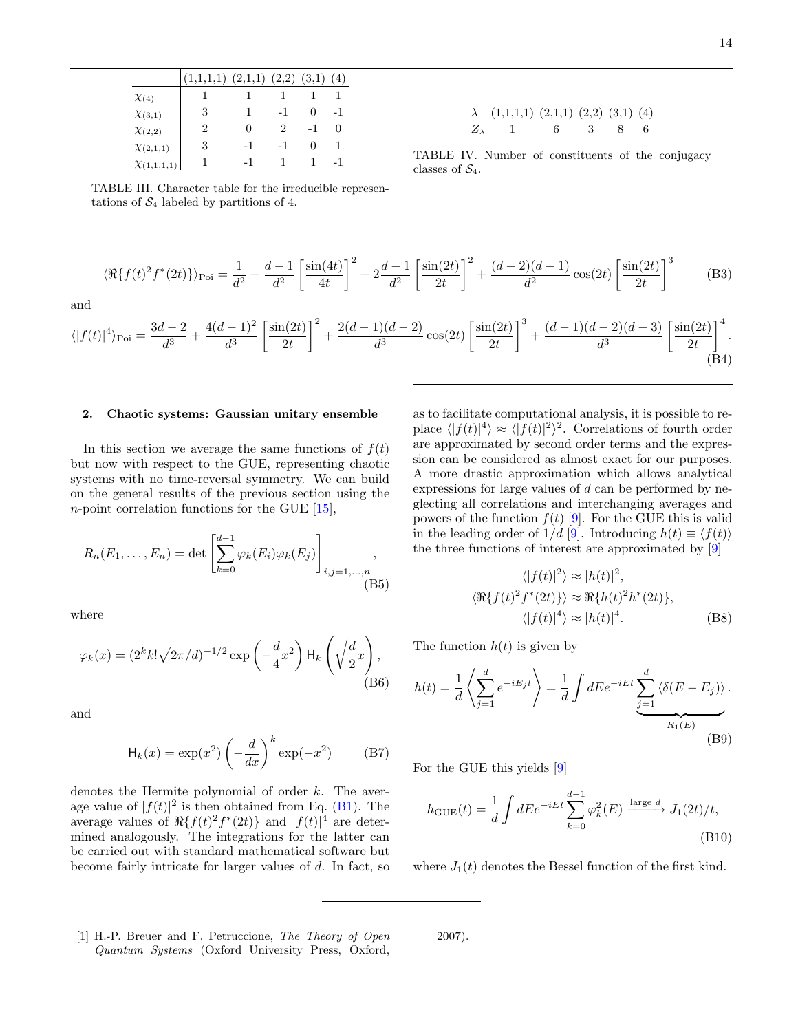|  | (1,1,1,1) | (2,1,1) | (2,2) | (3,1) | (4) |
|---|---|---|---|---|---|
| $\chi_{(4)}$ | 1 | 1 | 1 | 1 | 1 |
| $\chi_{(3,1)}$ | 3 | 1 | -1 | 0 | -1 |
| $\chi_{(2,2)}$ | 2 | 0 | 2 | -1 | 0 |
| $\chi_{(2,1,1)}$ | 3 | -1 | -1 | 0 | 1 |
| $\chi_{(1,1,1,1)}$ | 1 | -1 | 1 | 1 | -1 |

TABLE III. Character table for the irreducible representations of $\mathcal{S}_4$ labeled by partitions of 4.

| $\lambda$ | (1,1,1,1) | (2,1,1) | (2,2) | (3,1) | (4) |
|---|---|---|---|---|---|
| $Z_\lambda$ | 1 | 6 | 3 | 8 | 6 |

TABLE IV. Number of constituents of the conjugacy classes of $\mathcal{S}_4$.

$$\langle \Re\{f(t)^2 f^*(2t)\}\rangle_{\rm Poi} = \frac{1}{d^2} + \frac{d-1}{d^2}\left[\frac{\sin(4t)}{4t}\right]^2 + 2\frac{d-1}{d^2}\left[\frac{\sin(2t)}{2t}\right]^2 + \frac{(d-2)(d-1)}{d^2}\cos(2t)\left[\frac{\sin(2t)}{2t}\right]^3 \tag{B3}$$

and

$$\langle |f(t)|^4\rangle_{\rm Poi} = \frac{3d-2}{d^3} + \frac{4(d-1)^2}{d^3}\left[\frac{\sin(2t)}{2t}\right]^2 + \frac{2(d-1)(d-2)}{d^3}\cos(2t)\left[\frac{\sin(2t)}{2t}\right]^3 + \frac{(d-1)(d-2)(d-3)}{d^3}\left[\frac{\sin(2t)}{2t}\right]^4. \tag{B4}$$

#### 2. Chaotic systems: Gaussian unitary ensemble

In this section we average the same functions of $f(t)$ but now with respect to the GUE, representing chaotic systems with no time-reversal symmetry. We can build on the general results of the previous section using the $n$-point correlation functions for the GUE [15],

$$R_n(E_1,\ldots,E_n) = \det\left[\sum_{k=0}^{d-1}\varphi_k(E_i)\varphi_k(E_j)\right]_{i,j=1,\ldots,n}, \tag{B5}$$

where

$$\varphi_k(x) = (2^k k!\sqrt{2\pi/d})^{-1/2}\exp\left(-\frac{d}{4}x^2\right)\mathsf{H}_k\left(\sqrt{\frac{d}{2}}x\right), \tag{B6}$$

and

$$\mathsf{H}_k(x) = \exp(x^2)\left(-\frac{d}{dx}\right)^k \exp(-x^2) \tag{B7}$$

denotes the Hermite polynomial of order $k$. The average value of $|f(t)|^2$ is then obtained from Eq. (B1). The average values of $\Re\{f(t)^2 f^*(2t)\}$ and $|f(t)|^4$ are determined analogously. The integrations for the latter can be carried out with standard mathematical software but become fairly intricate for larger values of $d$. In fact, so as to facilitate computational analysis, it is possible to replace $\langle|f(t)|^4\rangle \approx \langle|f(t)|^2\rangle^2$. Correlations of fourth order are approximated by second order terms and the expression can be considered as almost exact for our purposes. A more drastic approximation which allows analytical expressions for large values of $d$ can be performed by neglecting all correlations and interchanging averages and powers of the function $f(t)$ [9]. For the GUE this is valid in the leading order of $1/d$ [9]. Introducing $h(t) \equiv \langle f(t)\rangle$ the three functions of interest are approximated by [9]

$$\begin{aligned}\langle|f(t)|^2\rangle &\approx |h(t)|^2,\\ \langle\Re\{f(t)^2 f^*(2t)\}\rangle &\approx \Re\{h(t)^2 h^*(2t)\},\\ \langle|f(t)|^4\rangle &\approx |h(t)|^4.\end{aligned} \tag{B8}$$

The function $h(t)$ is given by

$$h(t) = \frac{1}{d}\left\langle\sum_{j=1}^{d} e^{-iE_j t}\right\rangle = \frac{1}{d}\int dE e^{-iEt}\underbrace{\sum_{j=1}^{d}\langle\delta(E-E_j)\rangle}_{R_1(E)}. \tag{B9}$$

For the GUE this yields [9]

$$h_{\rm GUE}(t) = \frac{1}{d}\int dE e^{-iEt}\sum_{k=0}^{d-1}\varphi_k^2(E) \xrightarrow{\text{large } d} J_1(2t)/t, \tag{B10}$$

where $J_1(t)$ denotes the Bessel function of the first kind.

[1] H.-P. Breuer and F. Petruccione, *The Theory of Open Quantum Systems* (Oxford University Press, Oxford, 2007).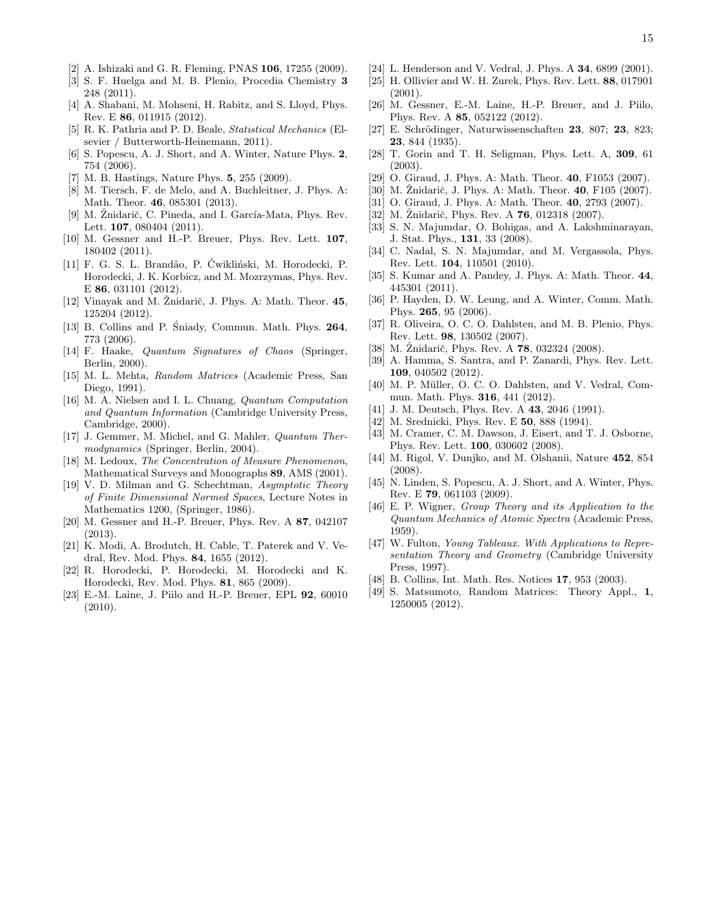[2] A. Ishizaki and G. R. Fleming, PNAS **106**, 17255 (2009).

[3] S. F. Huelga and M. B. Plenio, Procedia Chemistry **3** 248 (2011).

[4] A. Shabani, M. Mohseni, H. Rabitz, and S. Lloyd, Phys. Rev. E **86**, 011915 (2012).

[5] R. K. Pathria and P. D. Beale, *Statistical Mechanics* (Elsevier / Butterworth-Heinemann, 2011).

[6] S. Popescu, A. J. Short, and A. Winter, Nature Phys. **2**, 754 (2006).

[7] M. B. Hastings, Nature Phys. **5**, 255 (2009).

[8] M. Tiersch, F. de Melo, and A. Buchleitner, J. Phys. A: Math. Theor. **46**, 085301 (2013).

[9] M. Žnidarič, C. Pineda, and I. García-Mata, Phys. Rev. Lett. **107**, 080404 (2011).

[10] M. Gessner and H.-P. Breuer, Phys. Rev. Lett. **107**, 180402 (2011).

[11] F. G. S. L. Brandão, P. Ćwikliński, M. Horodecki, P. Horodecki, J. K. Korbicz, and M. Mozrzymas, Phys. Rev. E **86**, 031101 (2012).

[12] Vinayak and M. Žnidarič, J. Phys. A: Math. Theor. **45**, 125204 (2012).

[13] B. Collins and P. Śniady, Commun. Math. Phys. **264**, 773 (2006).

[14] F. Haake, *Quantum Signatures of Chaos* (Springer, Berlin, 2000).

[15] M. L. Mehta, *Random Matrices* (Academic Press, San Diego, 1991).

[16] M. A. Nielsen and I. L. Chuang, *Quantum Computation and Quantum Information* (Cambridge University Press, Cambridge, 2000).

[17] J. Gemmer, M. Michel, and G. Mahler, *Quantum Thermodynamics* (Springer, Berlin, 2004).

[18] M. Ledoux, *The Concentration of Measure Phenomenon*, Mathematical Surveys and Monographs **89**, AMS (2001).

[19] V. D. Milman and G. Schechtman, *Asymptotic Theory of Finite Dimensional Normed Spaces*, Lecture Notes in Mathematics 1200, (Springer, 1986).

[20] M. Gessner and H.-P. Breuer, Phys. Rev. A **87**, 042107 (2013).

[21] K. Modi, A. Brodutch, H. Cable, T. Paterek and V. Vedral, Rev. Mod. Phys. **84**, 1655 (2012).

[22] R. Horodecki, P. Horodecki, M. Horodecki and K. Horodecki, Rev. Mod. Phys. **81**, 865 (2009).

[23] E.-M. Laine, J. Piilo and H.-P. Breuer, EPL **92**, 60010 (2010).

[24] L. Henderson and V. Vedral, J. Phys. A **34**, 6899 (2001).

[25] H. Ollivier and W. H. Zurek, Phys. Rev. Lett. **88**, 017901 (2001).

[26] M. Gessner, E.-M. Laine, H.-P. Breuer, and J. Piilo, Phys. Rev. A **85**, 052122 (2012).

[27] E. Schrödinger, Naturwissenschaften **23**, 807; **23**, 823; **23**, 844 (1935).

[28] T. Gorin and T. H. Seligman, Phys. Lett. A, **309**, 61 (2003).

[29] O. Giraud, J. Phys. A: Math. Theor. **40**, F1053 (2007).

[30] M. Žnidarič, J. Phys. A: Math. Theor. **40**, F105 (2007).

[31] O. Giraud, J. Phys. A: Math. Theor. **40**, 2793 (2007).

[32] M. Žnidarič, Phys. Rev. A **76**, 012318 (2007).

[33] S. N. Majumdar, O. Bohigas, and A. Lakshminarayan, J. Stat. Phys., **131**, 33 (2008).

[34] C. Nadal, S. N. Majumdar, and M. Vergassola, Phys. Rev. Lett. **104**, 110501 (2010).

[35] S. Kumar and A. Pandey, J. Phys. A: Math. Theor. **44**, 445301 (2011).

[36] P. Hayden, D. W. Leung, and A. Winter, Comm. Math. Phys. **265**, 95 (2006).

[37] R. Oliveira, O. C. O. Dahlsten, and M. B. Plenio, Phys. Rev. Lett. **98**, 130502 (2007).

[38] M. Žnidarič, Phys. Rev. A **78**, 032324 (2008).

[39] A. Hamma, S. Santra, and P. Zanardi, Phys. Rev. Lett. **109**, 040502 (2012).

[40] M. P. Müller, O. C. O. Dahlsten, and V. Vedral, Commun. Math. Phys. **316**, 441 (2012).

[41] J. M. Deutsch, Phys. Rev. A **43**, 2046 (1991).

[42] M. Srednicki, Phys. Rev. E **50**, 888 (1994).

[43] M. Cramer, C. M. Dawson, J. Eisert, and T. J. Osborne, Phys. Rev. Lett. **100**, 030602 (2008).

[44] M. Rigol, V. Dunjko, and M. Olshanii, Nature **452**, 854 (2008).

[45] N. Linden, S. Popescu, A. J. Short, and A. Winter, Phys. Rev. E **79**, 061103 (2009).

[46] E. P. Wigner, *Group Theory and its Application to the Quantum Mechanics of Atomic Spectra* (Academic Press, 1959).

[47] W. Fulton, *Young Tableaux. With Applications to Representation Theory and Geometry* (Cambridge University Press, 1997).

[48] B. Collins, Int. Math. Res. Notices **17**, 953 (2003).

[49] S. Matsumoto, Random Matrices: Theory Appl., **1**, 1250005 (2012).